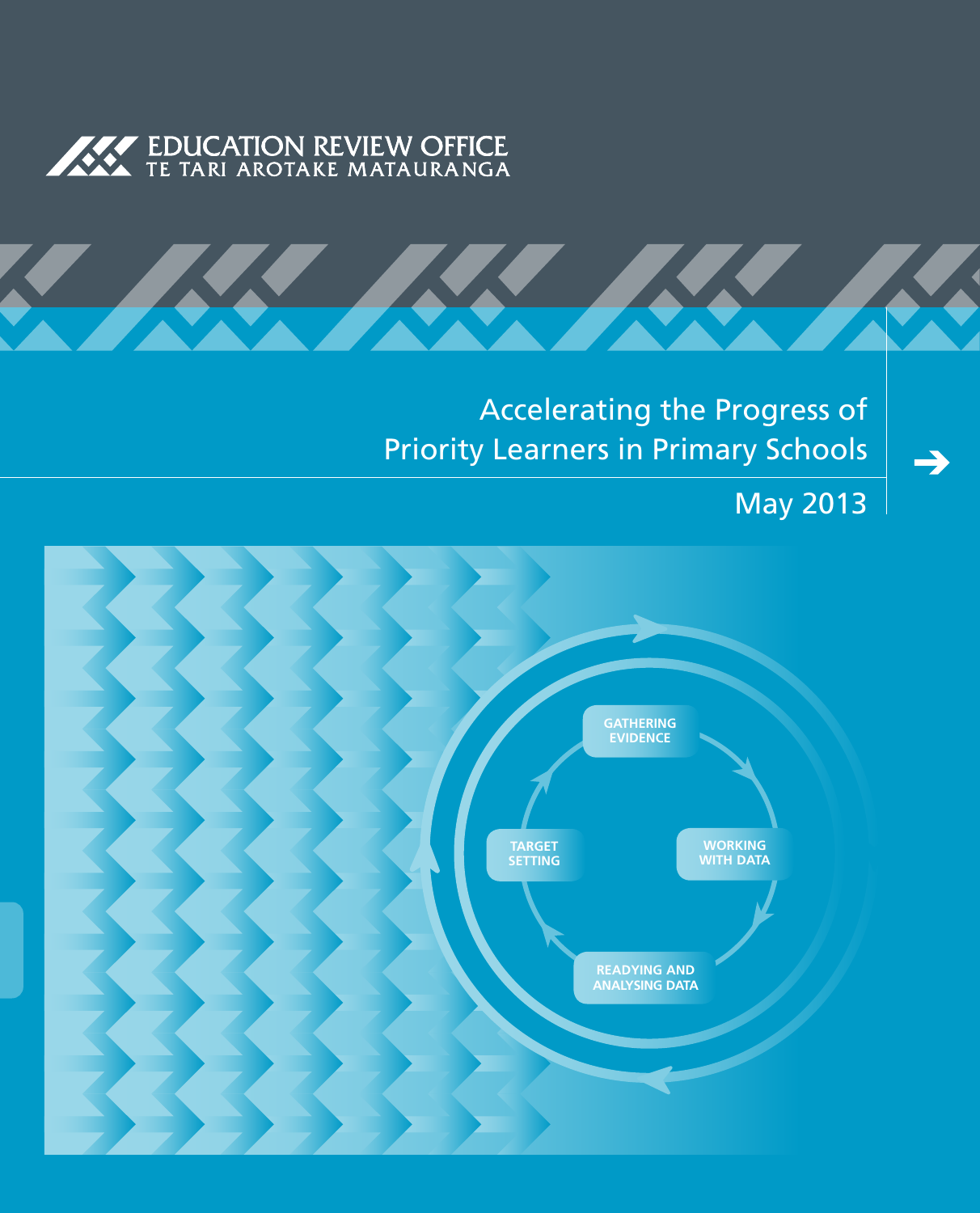EDUCATION REVIEW OFFICE
TE TARI AROTAKE MATAURANGA

# Accelerating the Progress of Priority Learners in Primary Schools

May 2013

GATHERING EVIDENCE

WORKING WITH DATA

READYING AND ANALYSING DATA

TARGET SETTING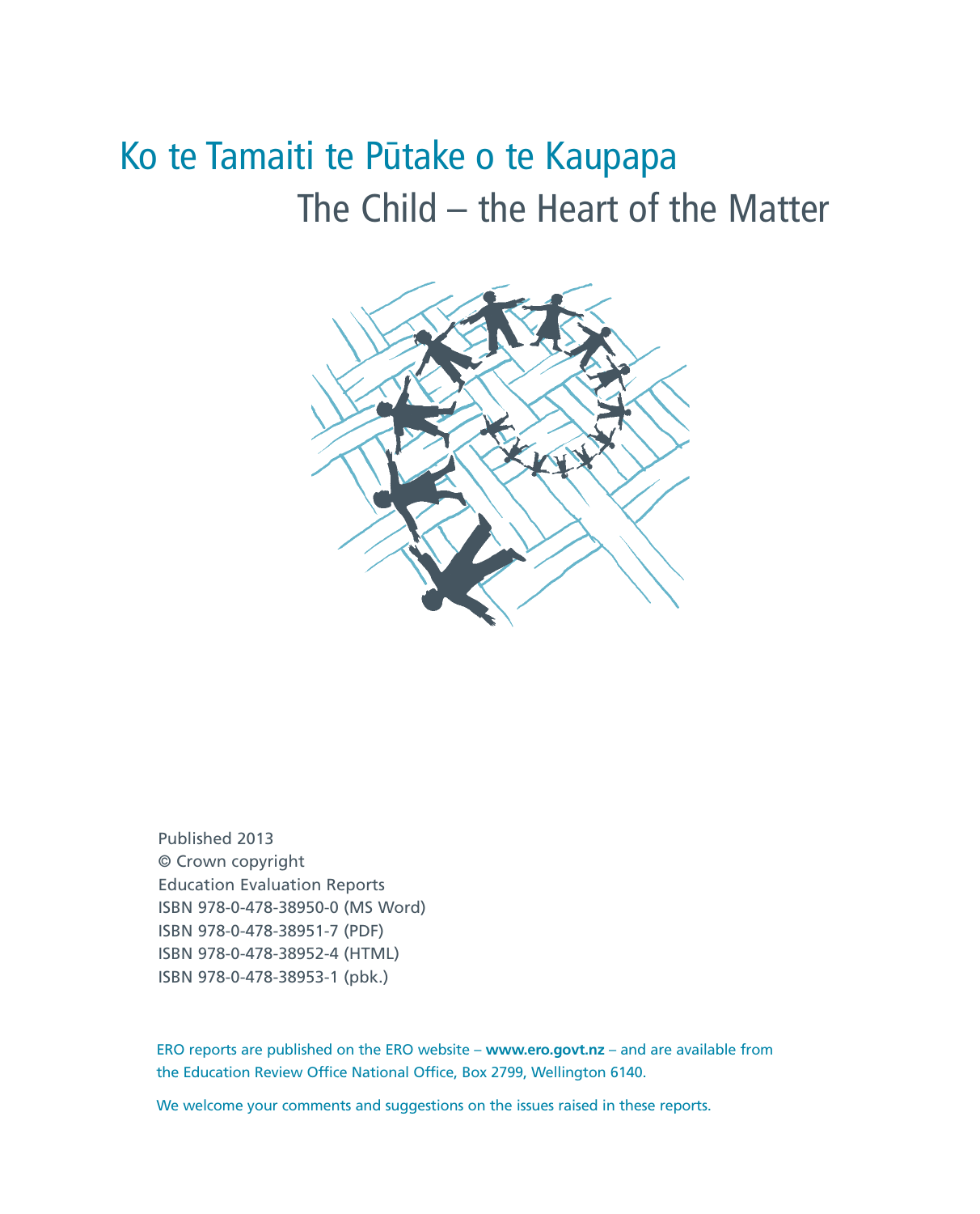# Ko te Tamaiti te Pūtake o te Kaupapa

## The Child – the Heart of the Matter

Published 2013
© Crown copyright
Education Evaluation Reports
ISBN 978-0-478-38950-0 (MS Word)
ISBN 978-0-478-38951-7 (PDF)
ISBN 978-0-478-38952-4 (HTML)
ISBN 978-0-478-38953-1 (pbk.)

ERO reports are published on the ERO website – **www.ero.govt.nz** – and are available from the Education Review Office National Office, Box 2799, Wellington 6140.

We welcome your comments and suggestions on the issues raised in these reports.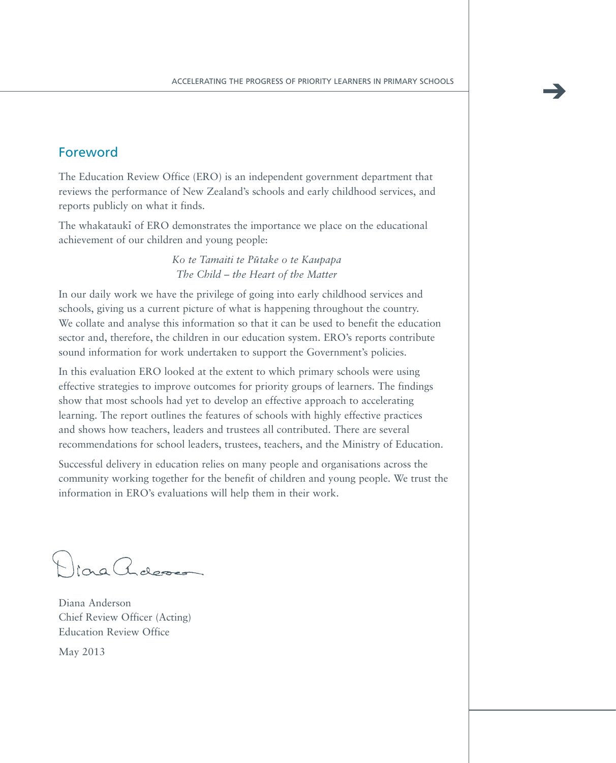## Foreword

The Education Review Office (ERO) is an independent government department that reviews the performance of New Zealand's schools and early childhood services, and reports publicly on what it finds.

The whakataukī of ERO demonstrates the importance we place on the educational achievement of our children and young people:

*Ko te Tamaiti te Pūtake o te Kaupapa*
*The Child – the Heart of the Matter*

In our daily work we have the privilege of going into early childhood services and schools, giving us a current picture of what is happening throughout the country. We collate and analyse this information so that it can be used to benefit the education sector and, therefore, the children in our education system. ERO's reports contribute sound information for work undertaken to support the Government's policies.

In this evaluation ERO looked at the extent to which primary schools were using effective strategies to improve outcomes for priority groups of learners. The findings show that most schools had yet to develop an effective approach to accelerating learning. The report outlines the features of schools with highly effective practices and shows how teachers, leaders and trustees all contributed. There are several recommendations for school leaders, trustees, teachers, and the Ministry of Education.

Successful delivery in education relies on many people and organisations across the community working together for the benefit of children and young people. We trust the information in ERO's evaluations will help them in their work.

Diana Anderson
Chief Review Officer (Acting)
Education Review Office

May 2013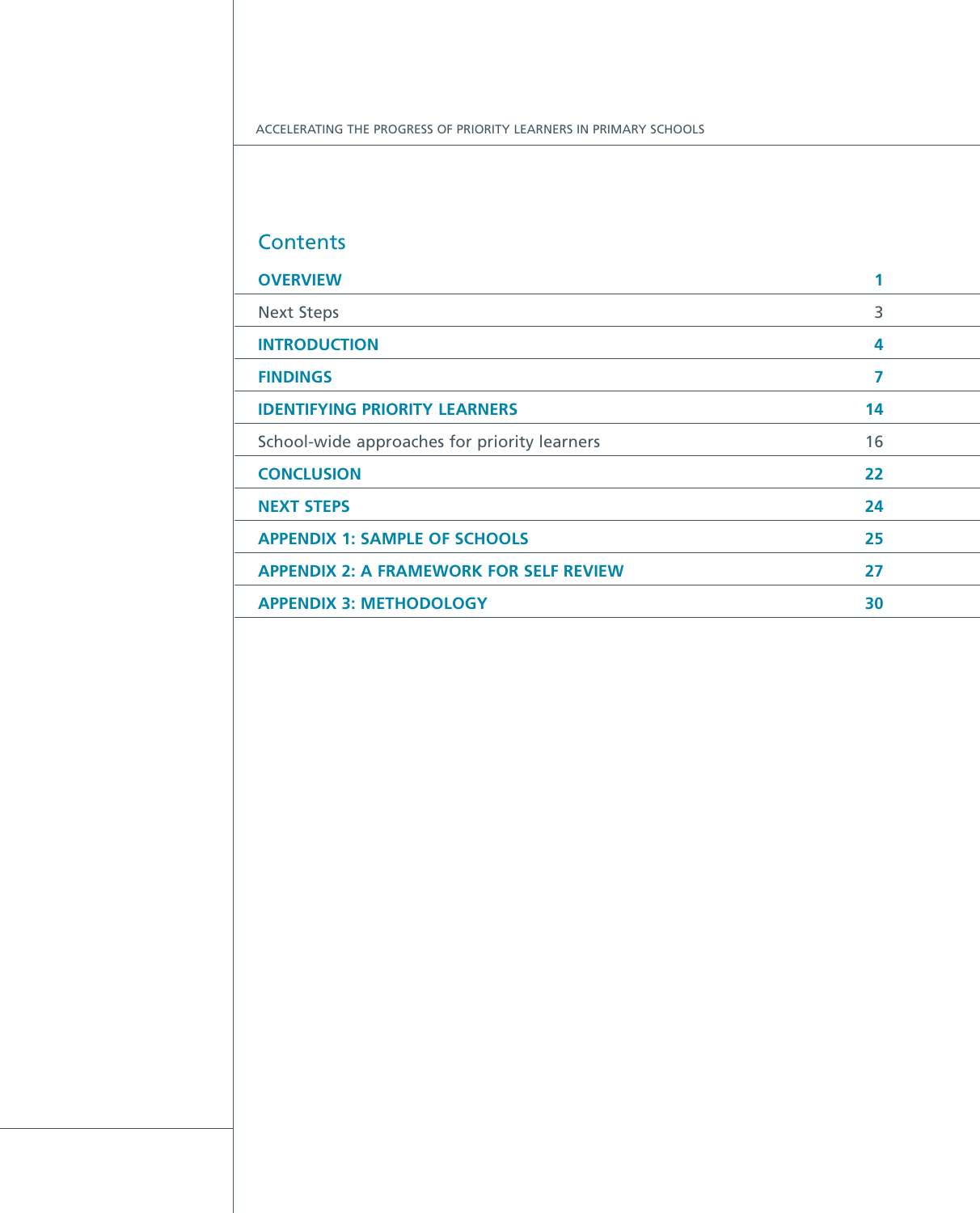## Contents

| | |
|---|---|
| **OVERVIEW** | **1** |
| Next Steps | 3 |
| **INTRODUCTION** | **4** |
| **FINDINGS** | **7** |
| **IDENTIFYING PRIORITY LEARNERS** | **14** |
| School-wide approaches for priority learners | 16 |
| **CONCLUSION** | **22** |
| **NEXT STEPS** | **24** |
| **APPENDIX 1: SAMPLE OF SCHOOLS** | **25** |
| **APPENDIX 2: A FRAMEWORK FOR SELF REVIEW** | **27** |
| **APPENDIX 3: METHODOLOGY** | **30** |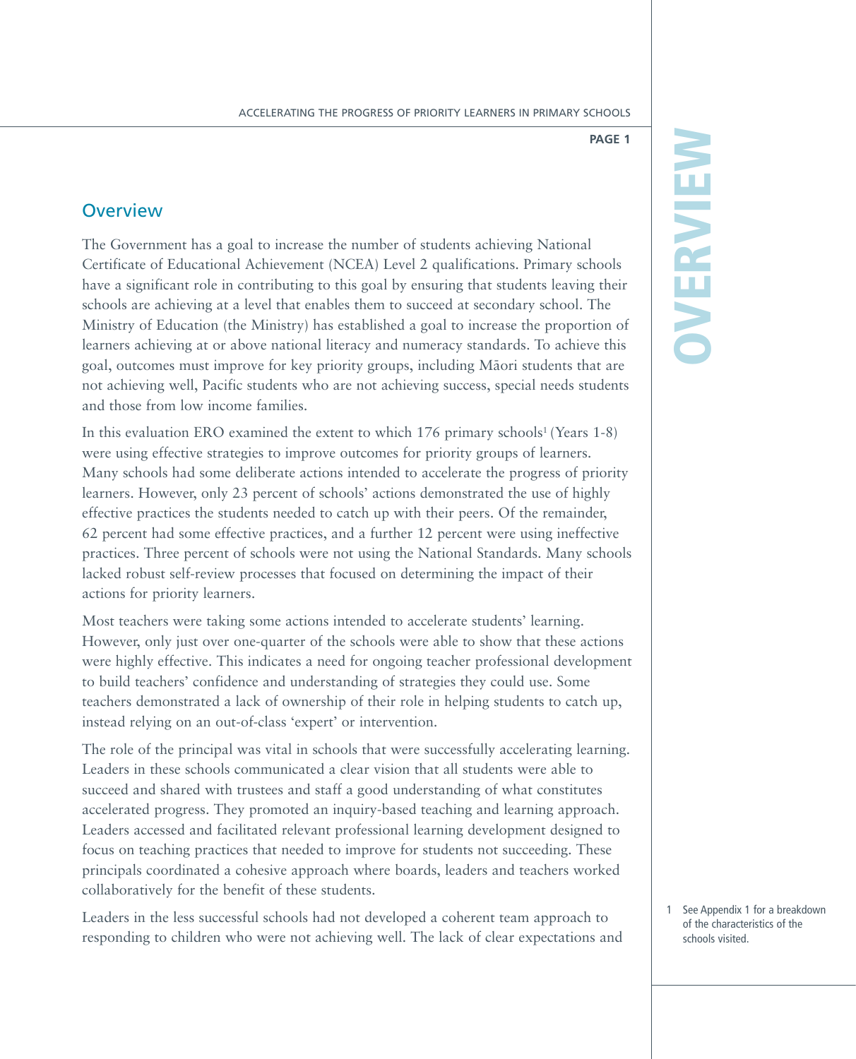## Overview

The Government has a goal to increase the number of students achieving National Certificate of Educational Achievement (NCEA) Level 2 qualifications. Primary schools have a significant role in contributing to this goal by ensuring that students leaving their schools are achieving at a level that enables them to succeed at secondary school. The Ministry of Education (the Ministry) has established a goal to increase the proportion of learners achieving at or above national literacy and numeracy standards. To achieve this goal, outcomes must improve for key priority groups, including Māori students that are not achieving well, Pacific students who are not achieving success, special needs students and those from low income families.

In this evaluation ERO examined the extent to which 176 primary schools[1] (Years 1-8) were using effective strategies to improve outcomes for priority groups of learners. Many schools had some deliberate actions intended to accelerate the progress of priority learners. However, only 23 percent of schools' actions demonstrated the use of highly effective practices the students needed to catch up with their peers. Of the remainder, 62 percent had some effective practices, and a further 12 percent were using ineffective practices. Three percent of schools were not using the National Standards. Many schools lacked robust self-review processes that focused on determining the impact of their actions for priority learners.

Most teachers were taking some actions intended to accelerate students' learning. However, only just over one-quarter of the schools were able to show that these actions were highly effective. This indicates a need for ongoing teacher professional development to build teachers' confidence and understanding of strategies they could use. Some teachers demonstrated a lack of ownership of their role in helping students to catch up, instead relying on an out-of-class 'expert' or intervention.

The role of the principal was vital in schools that were successfully accelerating learning. Leaders in these schools communicated a clear vision that all students were able to succeed and shared with trustees and staff a good understanding of what constitutes accelerated progress. They promoted an inquiry-based teaching and learning approach. Leaders accessed and facilitated relevant professional learning development designed to focus on teaching practices that needed to improve for students not succeeding. These principals coordinated a cohesive approach where boards, leaders and teachers worked collaboratively for the benefit of these students.

Leaders in the less successful schools had not developed a coherent team approach to responding to children who were not achieving well. The lack of clear expectations and

[1] See Appendix 1 for a breakdown of the characteristics of the schools visited.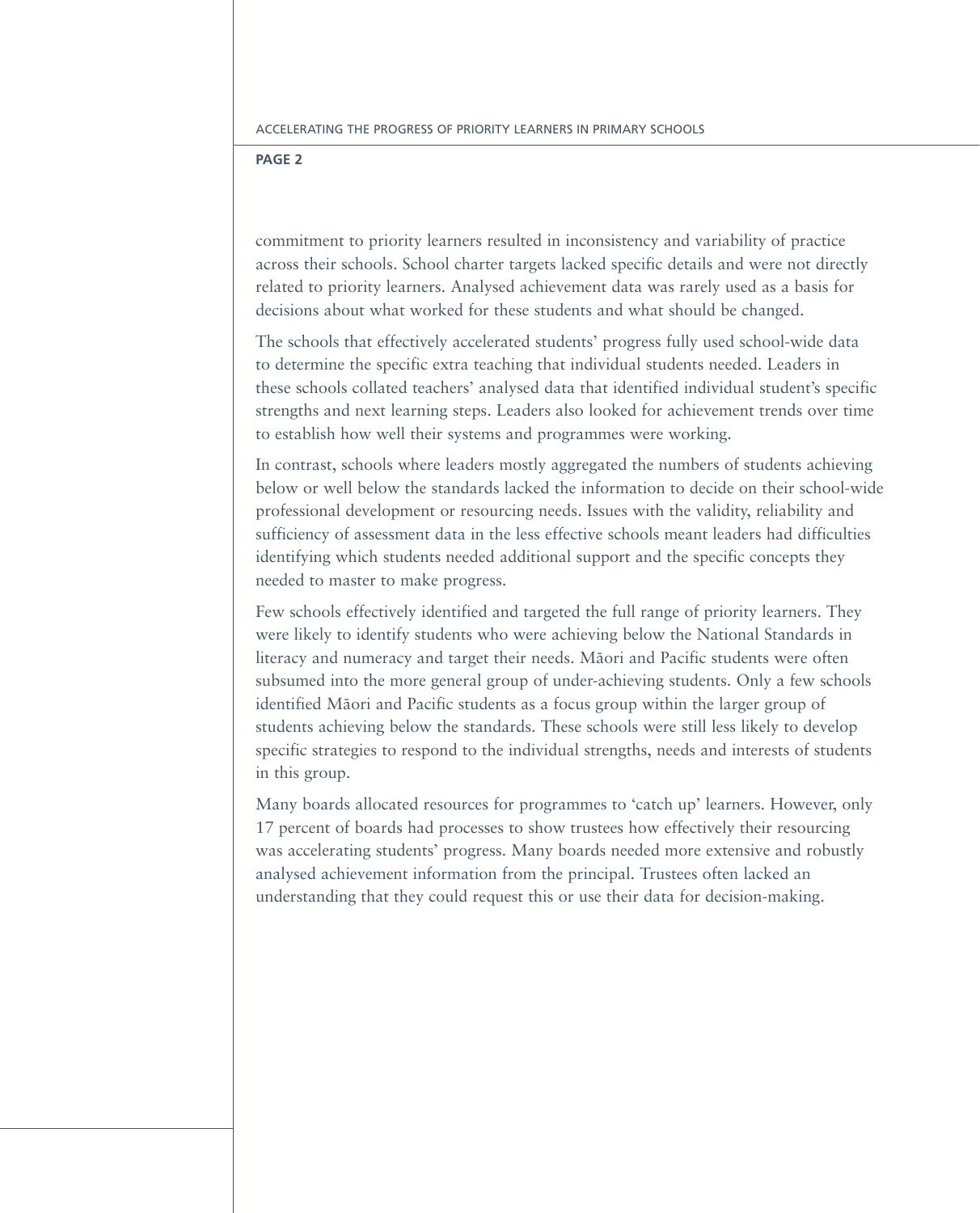commitment to priority learners resulted in inconsistency and variability of practice across their schools. School charter targets lacked specific details and were not directly related to priority learners. Analysed achievement data was rarely used as a basis for decisions about what worked for these students and what should be changed.

The schools that effectively accelerated students' progress fully used school-wide data to determine the specific extra teaching that individual students needed. Leaders in these schools collated teachers' analysed data that identified individual student's specific strengths and next learning steps. Leaders also looked for achievement trends over time to establish how well their systems and programmes were working.

In contrast, schools where leaders mostly aggregated the numbers of students achieving below or well below the standards lacked the information to decide on their school-wide professional development or resourcing needs. Issues with the validity, reliability and sufficiency of assessment data in the less effective schools meant leaders had difficulties identifying which students needed additional support and the specific concepts they needed to master to make progress.

Few schools effectively identified and targeted the full range of priority learners. They were likely to identify students who were achieving below the National Standards in literacy and numeracy and target their needs. Māori and Pacific students were often subsumed into the more general group of under-achieving students. Only a few schools identified Māori and Pacific students as a focus group within the larger group of students achieving below the standards. These schools were still less likely to develop specific strategies to respond to the individual strengths, needs and interests of students in this group.

Many boards allocated resources for programmes to 'catch up' learners. However, only 17 percent of boards had processes to show trustees how effectively their resourcing was accelerating students' progress. Many boards needed more extensive and robustly analysed achievement information from the principal. Trustees often lacked an understanding that they could request this or use their data for decision-making.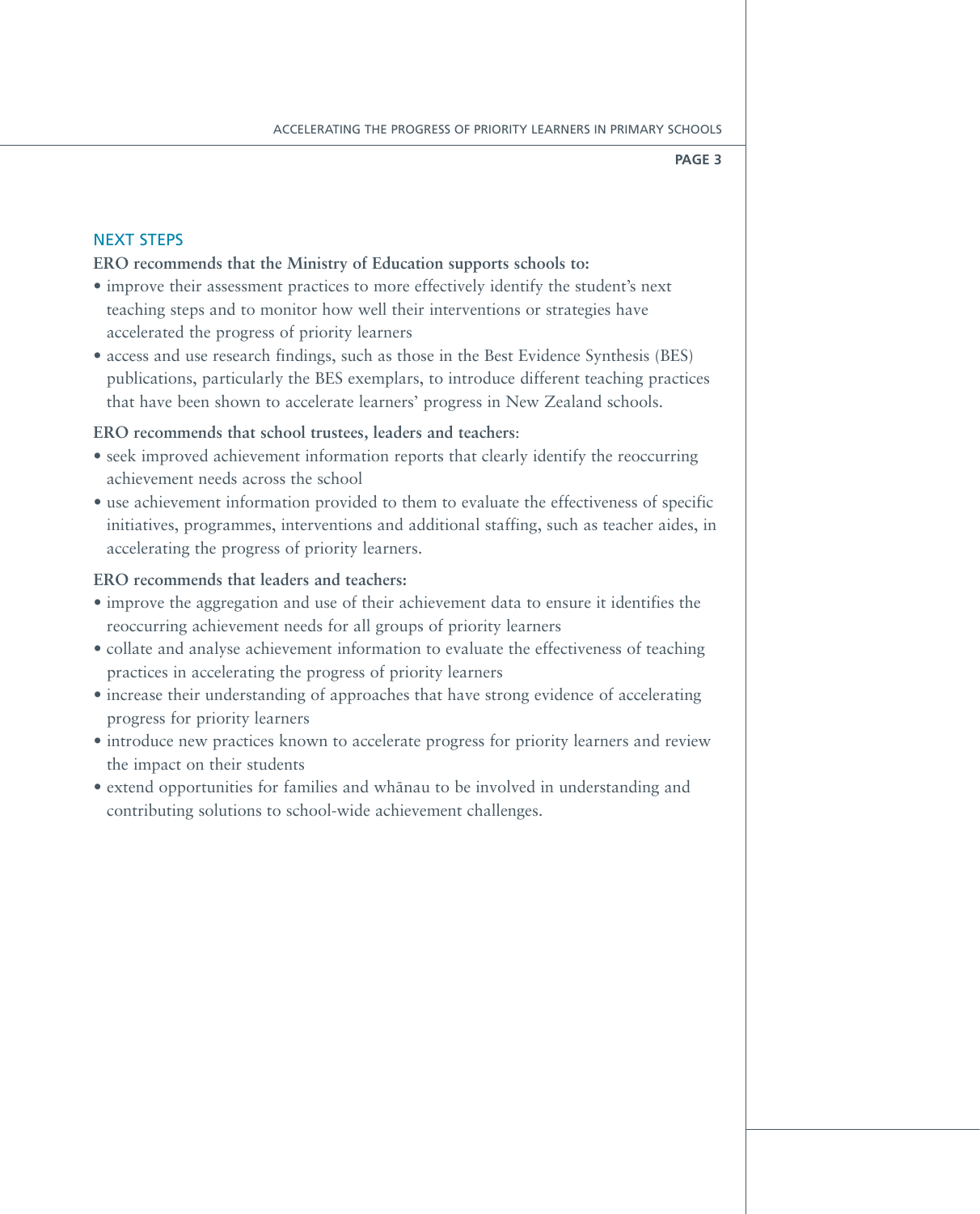## NEXT STEPS

**ERO recommends that the Ministry of Education supports schools to:**

- improve their assessment practices to more effectively identify the student's next teaching steps and to monitor how well their interventions or strategies have accelerated the progress of priority learners
- access and use research findings, such as those in the Best Evidence Synthesis (BES) publications, particularly the BES exemplars, to introduce different teaching practices that have been shown to accelerate learners' progress in New Zealand schools.

**ERO recommends that school trustees, leaders and teachers**:

- seek improved achievement information reports that clearly identify the reoccurring achievement needs across the school
- use achievement information provided to them to evaluate the effectiveness of specific initiatives, programmes, interventions and additional staffing, such as teacher aides, in accelerating the progress of priority learners.

**ERO recommends that leaders and teachers:**

- improve the aggregation and use of their achievement data to ensure it identifies the reoccurring achievement needs for all groups of priority learners
- collate and analyse achievement information to evaluate the effectiveness of teaching practices in accelerating the progress of priority learners
- increase their understanding of approaches that have strong evidence of accelerating progress for priority learners
- introduce new practices known to accelerate progress for priority learners and review the impact on their students
- extend opportunities for families and whānau to be involved in understanding and contributing solutions to school-wide achievement challenges.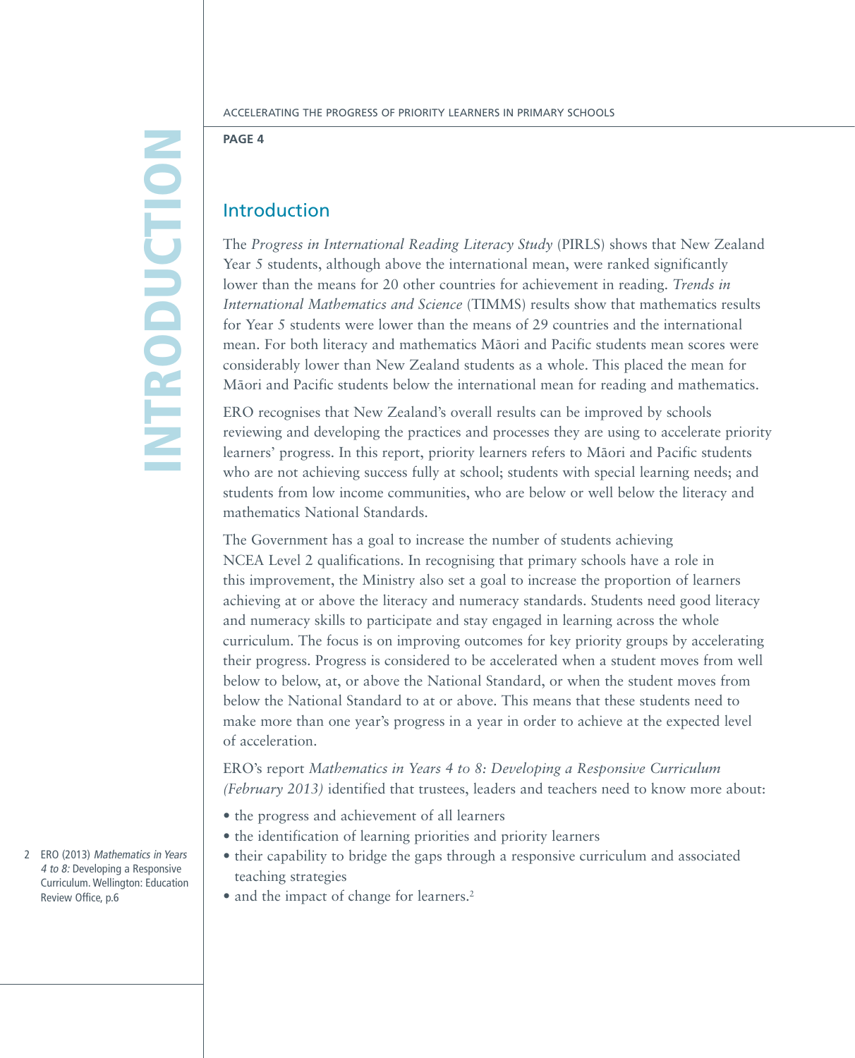## Introduction

The *Progress in International Reading Literacy Study* (PIRLS) shows that New Zealand Year 5 students, although above the international mean, were ranked significantly lower than the means for 20 other countries for achievement in reading. *Trends in International Mathematics and Science* (TIMMS) results show that mathematics results for Year 5 students were lower than the means of 29 countries and the international mean. For both literacy and mathematics Māori and Pacific students mean scores were considerably lower than New Zealand students as a whole. This placed the mean for Māori and Pacific students below the international mean for reading and mathematics.

ERO recognises that New Zealand's overall results can be improved by schools reviewing and developing the practices and processes they are using to accelerate priority learners' progress. In this report, priority learners refers to Māori and Pacific students who are not achieving success fully at school; students with special learning needs; and students from low income communities, who are below or well below the literacy and mathematics National Standards.

The Government has a goal to increase the number of students achieving NCEA Level 2 qualifications. In recognising that primary schools have a role in this improvement, the Ministry also set a goal to increase the proportion of learners achieving at or above the literacy and numeracy standards. Students need good literacy and numeracy skills to participate and stay engaged in learning across the whole curriculum. The focus is on improving outcomes for key priority groups by accelerating their progress. Progress is considered to be accelerated when a student moves from well below to below, at, or above the National Standard, or when the student moves from below the National Standard to at or above. This means that these students need to make more than one year's progress in a year in order to achieve at the expected level of acceleration.

ERO's report *Mathematics in Years 4 to 8: Developing a Responsive Curriculum (February 2013)* identified that trustees, leaders and teachers need to know more about:

- the progress and achievement of all learners
- the identification of learning priorities and priority learners
- their capability to bridge the gaps through a responsive curriculum and associated teaching strategies
- and the impact of change for learners.[2]

2 ERO (2013) *Mathematics in Years 4 to 8:* Developing a Responsive Curriculum. Wellington: Education Review Office, p.6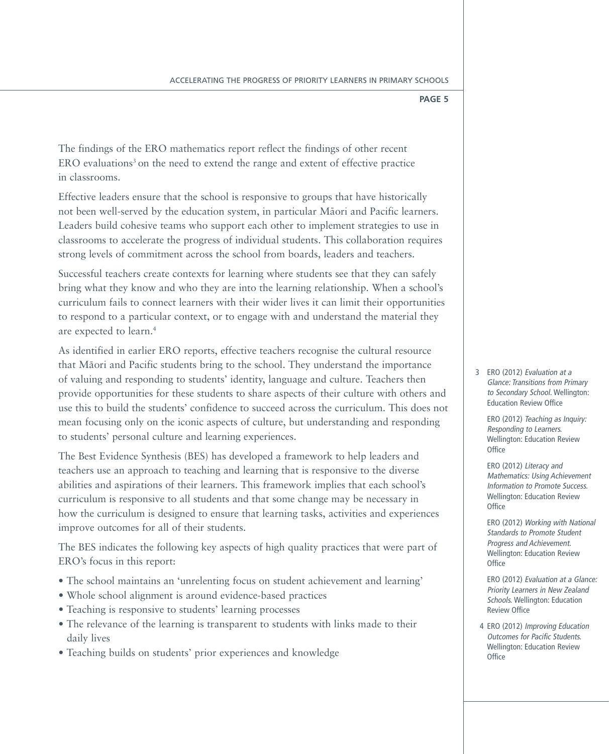The findings of the ERO mathematics report reflect the findings of other recent ERO evaluations[3] on the need to extend the range and extent of effective practice in classrooms.

Effective leaders ensure that the school is responsive to groups that have historically not been well-served by the education system, in particular Māori and Pacific learners. Leaders build cohesive teams who support each other to implement strategies to use in classrooms to accelerate the progress of individual students. This collaboration requires strong levels of commitment across the school from boards, leaders and teachers.

Successful teachers create contexts for learning where students see that they can safely bring what they know and who they are into the learning relationship. When a school's curriculum fails to connect learners with their wider lives it can limit their opportunities to respond to a particular context, or to engage with and understand the material they are expected to learn.[4]

As identified in earlier ERO reports, effective teachers recognise the cultural resource that Māori and Pacific students bring to the school. They understand the importance of valuing and responding to students' identity, language and culture. Teachers then provide opportunities for these students to share aspects of their culture with others and use this to build the students' confidence to succeed across the curriculum. This does not mean focusing only on the iconic aspects of culture, but understanding and responding to students' personal culture and learning experiences.

The Best Evidence Synthesis (BES) has developed a framework to help leaders and teachers use an approach to teaching and learning that is responsive to the diverse abilities and aspirations of their learners. This framework implies that each school's curriculum is responsive to all students and that some change may be necessary in how the curriculum is designed to ensure that learning tasks, activities and experiences improve outcomes for all of their students.

The BES indicates the following key aspects of high quality practices that were part of ERO's focus in this report:

- The school maintains an 'unrelenting focus on student achievement and learning'
- Whole school alignment is around evidence-based practices
- Teaching is responsive to students' learning processes
- The relevance of the learning is transparent to students with links made to their daily lives
- Teaching builds on students' prior experiences and knowledge

---

3 ERO (2012) *Evaluation at a Glance: Transitions from Primary to Secondary School.* Wellington: Education Review Office

ERO (2012) *Teaching as Inquiry: Responding to Learners.* Wellington: Education Review Office

ERO (2012) *Literacy and Mathematics: Using Achievement Information to Promote Success.* Wellington: Education Review Office

ERO (2012) *Working with National Standards to Promote Student Progress and Achievement.* Wellington: Education Review Office

ERO (2012) *Evaluation at a Glance: Priority Learners in New Zealand Schools.* Wellington: Education Review Office

4 ERO (2012) *Improving Education Outcomes for Pacific Students.* Wellington: Education Review Office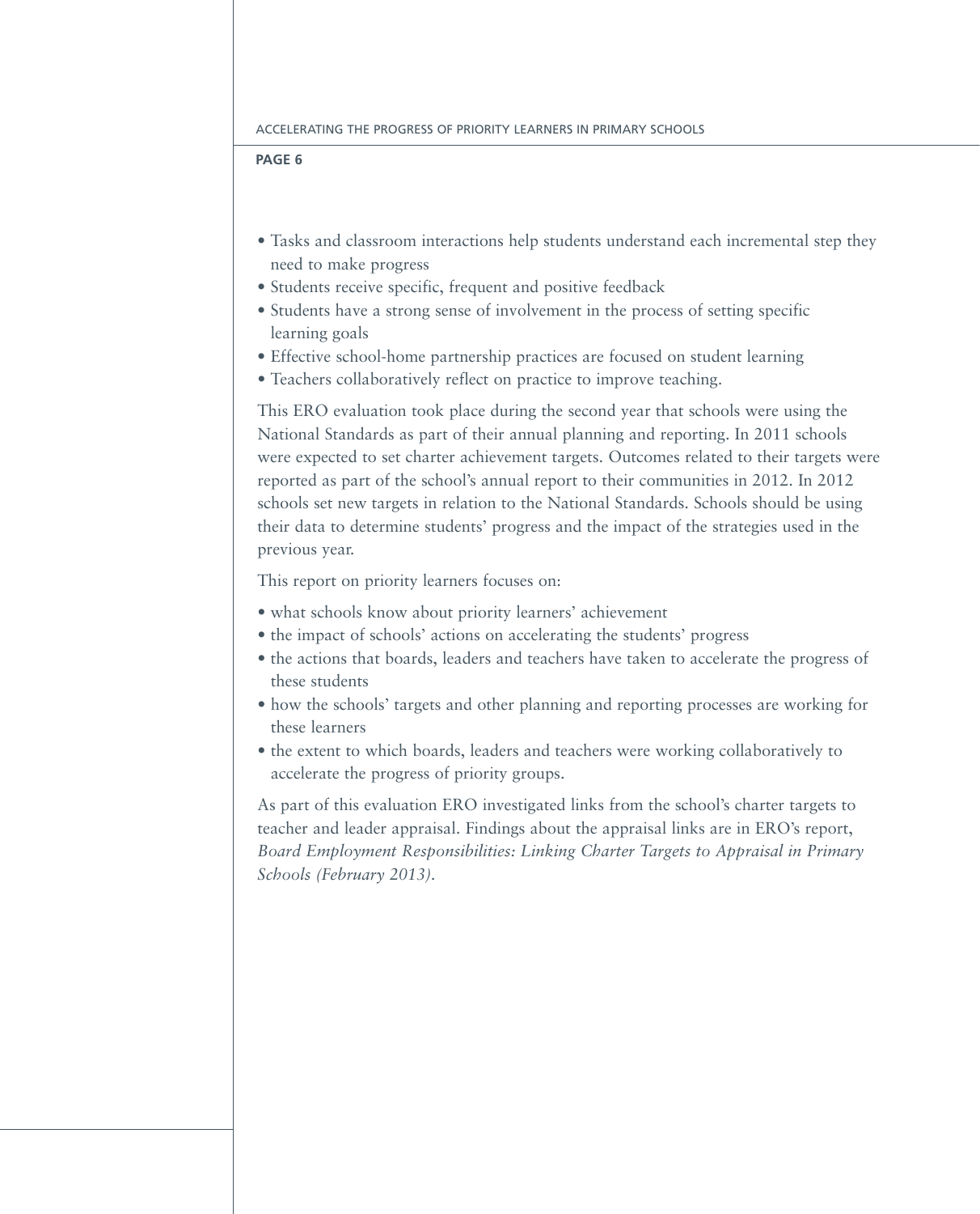- Tasks and classroom interactions help students understand each incremental step they need to make progress
- Students receive specific, frequent and positive feedback
- Students have a strong sense of involvement in the process of setting specific learning goals
- Effective school-home partnership practices are focused on student learning
- Teachers collaboratively reflect on practice to improve teaching.

This ERO evaluation took place during the second year that schools were using the National Standards as part of their annual planning and reporting. In 2011 schools were expected to set charter achievement targets. Outcomes related to their targets were reported as part of the school's annual report to their communities in 2012. In 2012 schools set new targets in relation to the National Standards. Schools should be using their data to determine students' progress and the impact of the strategies used in the previous year.

This report on priority learners focuses on:

- what schools know about priority learners' achievement
- the impact of schools' actions on accelerating the students' progress
- the actions that boards, leaders and teachers have taken to accelerate the progress of these students
- how the schools' targets and other planning and reporting processes are working for these learners
- the extent to which boards, leaders and teachers were working collaboratively to accelerate the progress of priority groups.

As part of this evaluation ERO investigated links from the school's charter targets to teacher and leader appraisal. Findings about the appraisal links are in ERO's report, *Board Employment Responsibilities: Linking Charter Targets to Appraisal in Primary Schools (February 2013)*.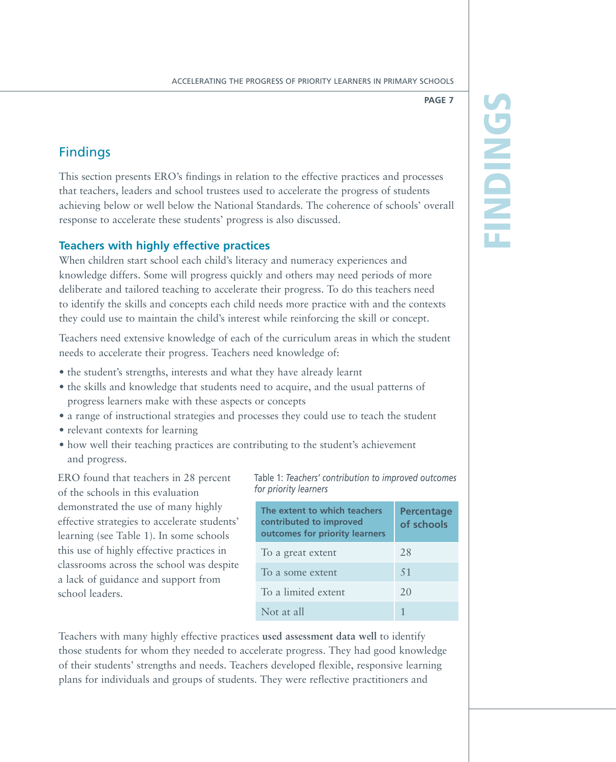## Findings

This section presents ERO's findings in relation to the effective practices and processes that teachers, leaders and school trustees used to accelerate the progress of students achieving below or well below the National Standards. The coherence of schools' overall response to accelerate these students' progress is also discussed.

### Teachers with highly effective practices

When children start school each child's literacy and numeracy experiences and knowledge differs. Some will progress quickly and others may need periods of more deliberate and tailored teaching to accelerate their progress. To do this teachers need to identify the skills and concepts each child needs more practice with and the contexts they could use to maintain the child's interest while reinforcing the skill or concept.

Teachers need extensive knowledge of each of the curriculum areas in which the student needs to accelerate their progress. Teachers need knowledge of:

- the student's strengths, interests and what they have already learnt
- the skills and knowledge that students need to acquire, and the usual patterns of progress learners make with these aspects or concepts
- a range of instructional strategies and processes they could use to teach the student
- relevant contexts for learning
- how well their teaching practices are contributing to the student's achievement and progress.

ERO found that teachers in 28 percent of the schools in this evaluation demonstrated the use of many highly effective strategies to accelerate students' learning (see Table 1). In some schools this use of highly effective practices in classrooms across the school was despite a lack of guidance and support from school leaders.

Table 1: *Teachers' contribution to improved outcomes for priority learners*

| The extent to which teachers contributed to improved outcomes for priority learners | Percentage of schools |
|---|---|
| To a great extent | 28 |
| To a some extent | 51 |
| To a limited extent | 20 |
| Not at all | 1 |

Teachers with many highly effective practices **used assessment data well** to identify those students for whom they needed to accelerate progress. They had good knowledge of their students' strengths and needs. Teachers developed flexible, responsive learning plans for individuals and groups of students. They were reflective practitioners and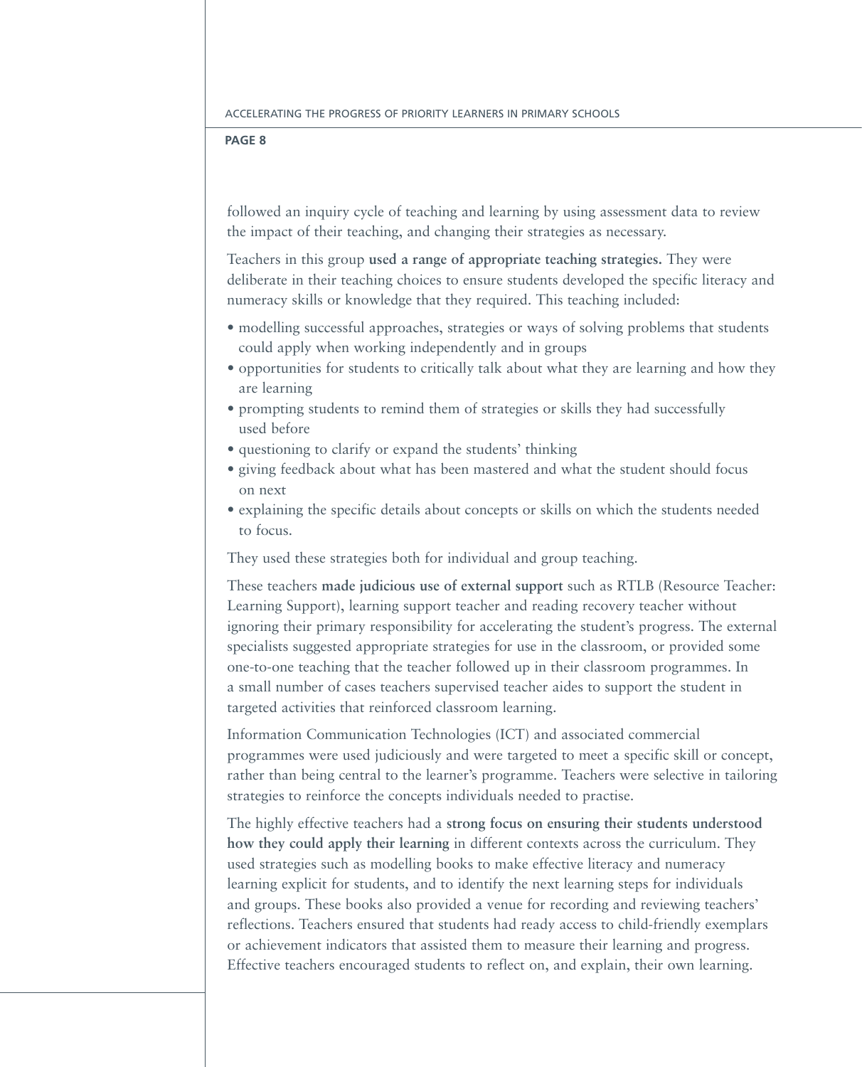followed an inquiry cycle of teaching and learning by using assessment data to review the impact of their teaching, and changing their strategies as necessary.

Teachers in this group **used a range of appropriate teaching strategies.** They were deliberate in their teaching choices to ensure students developed the specific literacy and numeracy skills or knowledge that they required. This teaching included:

- modelling successful approaches, strategies or ways of solving problems that students could apply when working independently and in groups
- opportunities for students to critically talk about what they are learning and how they are learning
- prompting students to remind them of strategies or skills they had successfully used before
- questioning to clarify or expand the students' thinking
- giving feedback about what has been mastered and what the student should focus on next
- explaining the specific details about concepts or skills on which the students needed to focus.

They used these strategies both for individual and group teaching.

These teachers **made judicious use of external support** such as RTLB (Resource Teacher: Learning Support), learning support teacher and reading recovery teacher without ignoring their primary responsibility for accelerating the student's progress. The external specialists suggested appropriate strategies for use in the classroom, or provided some one-to-one teaching that the teacher followed up in their classroom programmes. In a small number of cases teachers supervised teacher aides to support the student in targeted activities that reinforced classroom learning.

Information Communication Technologies (ICT) and associated commercial programmes were used judiciously and were targeted to meet a specific skill or concept, rather than being central to the learner's programme. Teachers were selective in tailoring strategies to reinforce the concepts individuals needed to practise.

The highly effective teachers had a **strong focus on ensuring their students understood how they could apply their learning** in different contexts across the curriculum. They used strategies such as modelling books to make effective literacy and numeracy learning explicit for students, and to identify the next learning steps for individuals and groups. These books also provided a venue for recording and reviewing teachers' reflections. Teachers ensured that students had ready access to child-friendly exemplars or achievement indicators that assisted them to measure their learning and progress. Effective teachers encouraged students to reflect on, and explain, their own learning.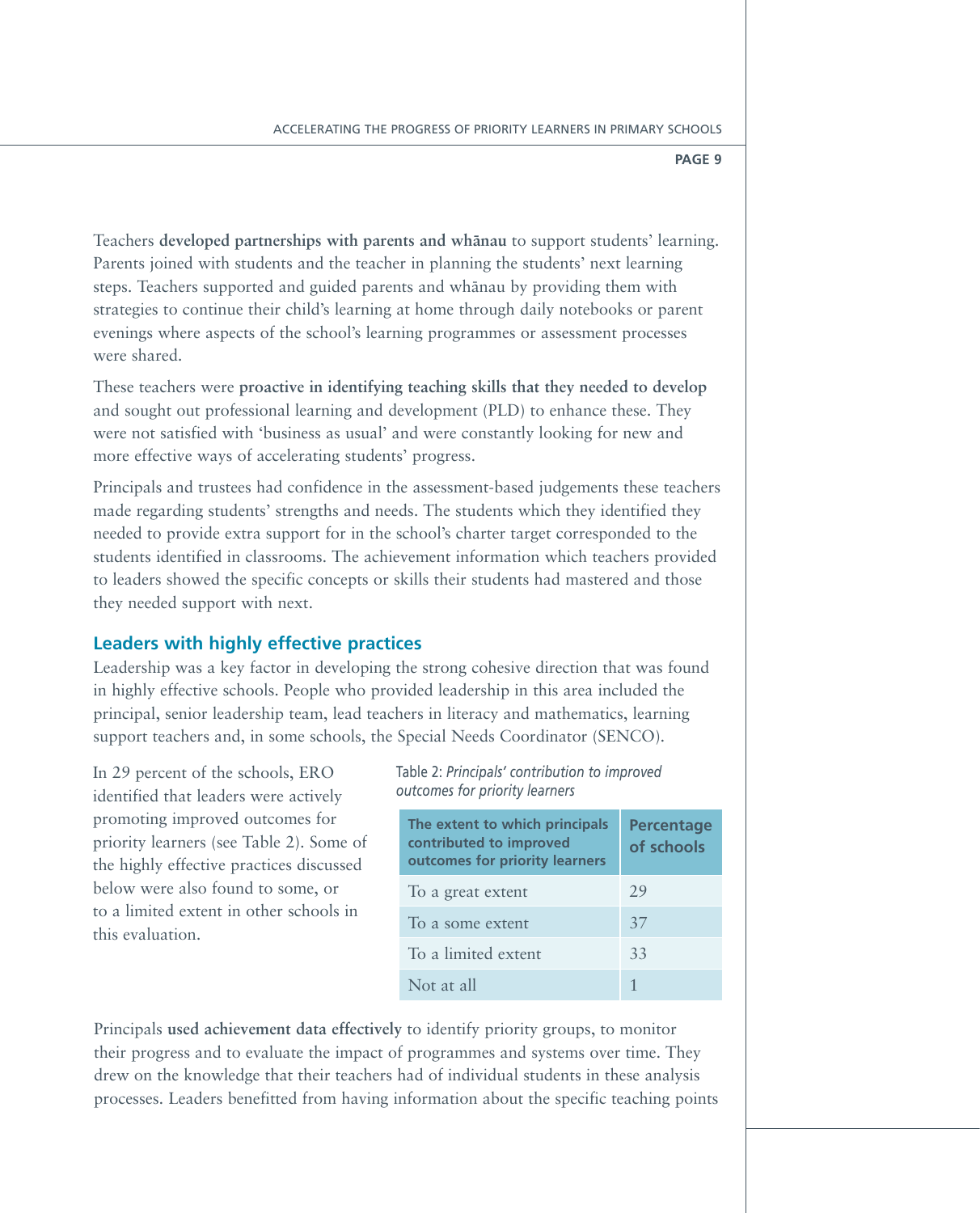Teachers **developed partnerships with parents and whānau** to support students' learning. Parents joined with students and the teacher in planning the students' next learning steps. Teachers supported and guided parents and whānau by providing them with strategies to continue their child's learning at home through daily notebooks or parent evenings where aspects of the school's learning programmes or assessment processes were shared.

These teachers were **proactive in identifying teaching skills that they needed to develop** and sought out professional learning and development (PLD) to enhance these. They were not satisfied with 'business as usual' and were constantly looking for new and more effective ways of accelerating students' progress.

Principals and trustees had confidence in the assessment-based judgements these teachers made regarding students' strengths and needs. The students which they identified they needed to provide extra support for in the school's charter target corresponded to the students identified in classrooms. The achievement information which teachers provided to leaders showed the specific concepts or skills their students had mastered and those they needed support with next.

## Leaders with highly effective practices

Leadership was a key factor in developing the strong cohesive direction that was found in highly effective schools. People who provided leadership in this area included the principal, senior leadership team, lead teachers in literacy and mathematics, learning support teachers and, in some schools, the Special Needs Coordinator (SENCO).

In 29 percent of the schools, ERO identified that leaders were actively promoting improved outcomes for priority learners (see Table 2). Some of the highly effective practices discussed below were also found to some, or to a limited extent in other schools in this evaluation.

Table 2: *Principals' contribution to improved outcomes for priority learners*

| The extent to which principals contributed to improved outcomes for priority learners | Percentage of schools |
|---|---|
| To a great extent | 29 |
| To a some extent | 37 |
| To a limited extent | 33 |
| Not at all | 1 |

Principals **used achievement data effectively** to identify priority groups, to monitor their progress and to evaluate the impact of programmes and systems over time. They drew on the knowledge that their teachers had of individual students in these analysis processes. Leaders benefitted from having information about the specific teaching points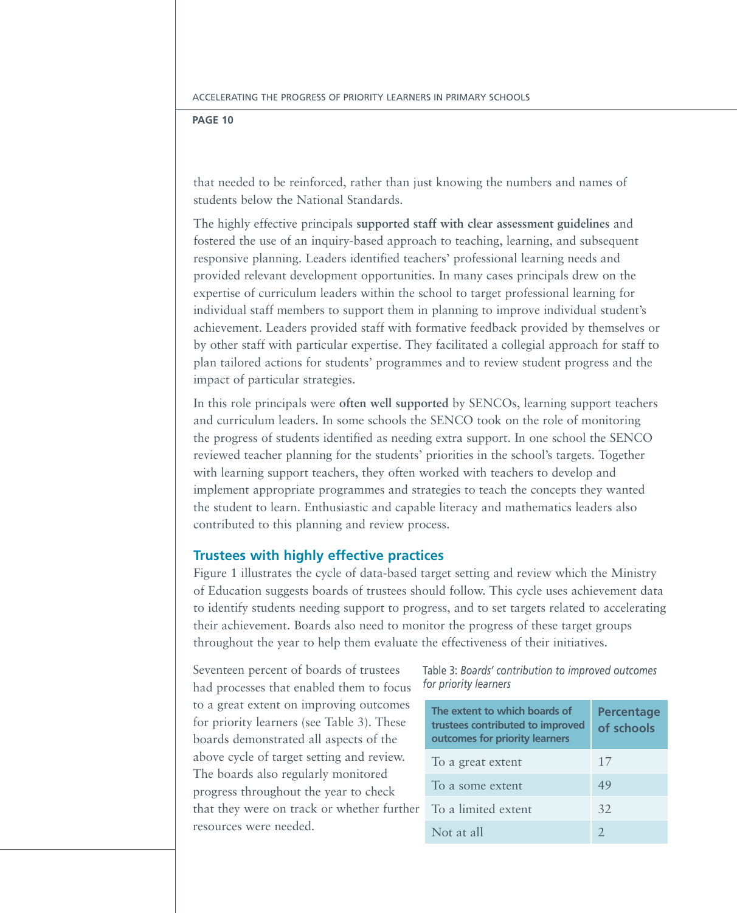that needed to be reinforced, rather than just knowing the numbers and names of students below the National Standards.

The highly effective principals **supported staff with clear assessment guidelines** and fostered the use of an inquiry-based approach to teaching, learning, and subsequent responsive planning. Leaders identified teachers' professional learning needs and provided relevant development opportunities. In many cases principals drew on the expertise of curriculum leaders within the school to target professional learning for individual staff members to support them in planning to improve individual student's achievement. Leaders provided staff with formative feedback provided by themselves or by other staff with particular expertise. They facilitated a collegial approach for staff to plan tailored actions for students' programmes and to review student progress and the impact of particular strategies.

In this role principals were **often well supported** by SENCOs, learning support teachers and curriculum leaders. In some schools the SENCO took on the role of monitoring the progress of students identified as needing extra support. In one school the SENCO reviewed teacher planning for the students' priorities in the school's targets. Together with learning support teachers, they often worked with teachers to develop and implement appropriate programmes and strategies to teach the concepts they wanted the student to learn. Enthusiastic and capable literacy and mathematics leaders also contributed to this planning and review process.

## Trustees with highly effective practices

Figure 1 illustrates the cycle of data-based target setting and review which the Ministry of Education suggests boards of trustees should follow. This cycle uses achievement data to identify students needing support to progress, and to set targets related to accelerating their achievement. Boards also need to monitor the progress of these target groups throughout the year to help them evaluate the effectiveness of their initiatives.

Seventeen percent of boards of trustees had processes that enabled them to focus to a great extent on improving outcomes for priority learners (see Table 3). These boards demonstrated all aspects of the above cycle of target setting and review. The boards also regularly monitored progress throughout the year to check that they were on track or whether further resources were needed.

Table 3: *Boards' contribution to improved outcomes for priority learners*

| The extent to which boards of trustees contributed to improved outcomes for priority learners | Percentage of schools |
|---|---|
| To a great extent | 17 |
| To a some extent | 49 |
| To a limited extent | 32 |
| Not at all | 2 |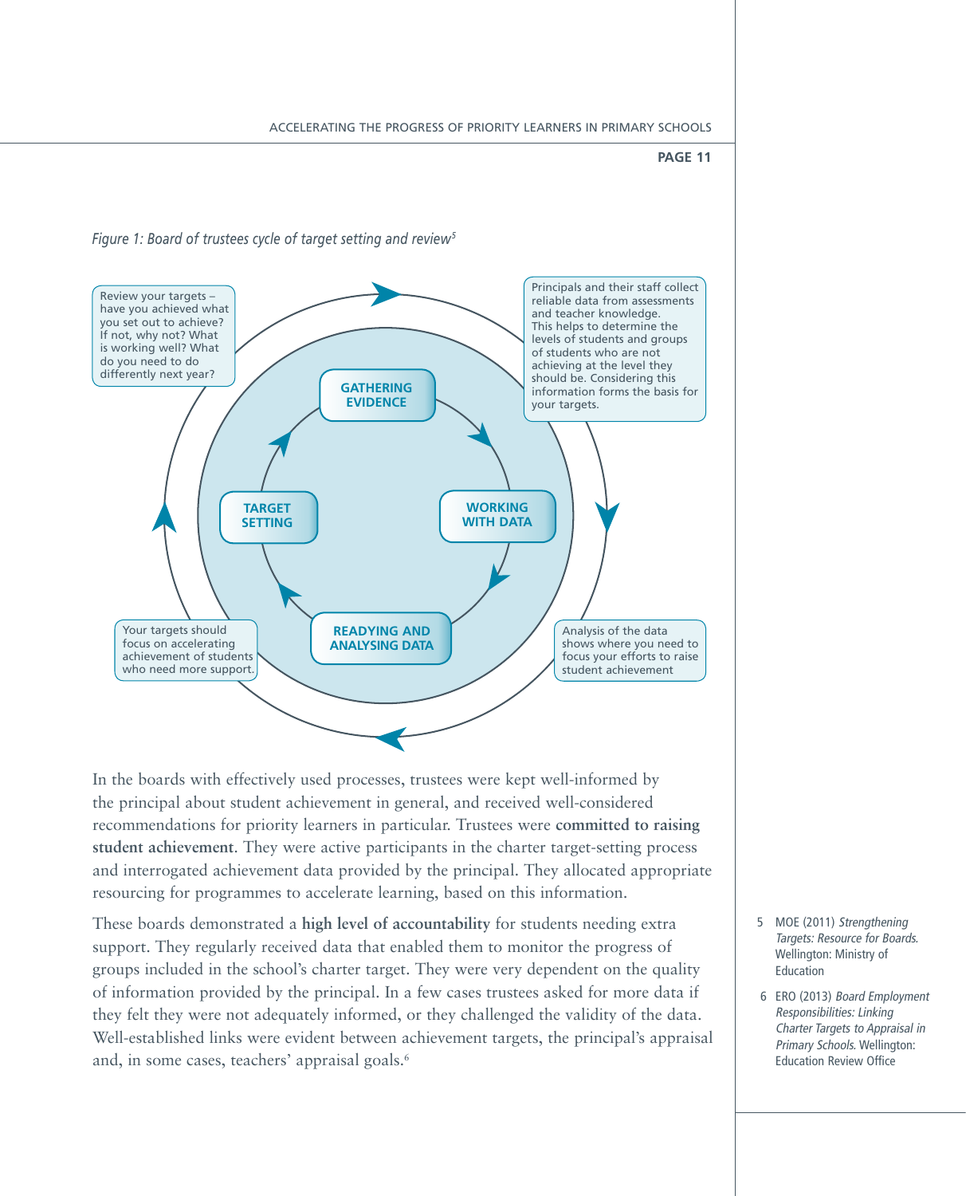*Figure 1: Board of trustees cycle of target setting and review*[5]

**GATHERING EVIDENCE** → **WORKING WITH DATA** → **READYING AND ANALYSING DATA** → **TARGET SETTING**

Principals and their staff collect reliable data from assessments and teacher knowledge. This helps to determine the levels of students and groups of students who are not achieving at the level they should be. Considering this information forms the basis for your targets.

Analysis of the data shows where you need to focus your efforts to raise student achievement

Your targets should focus on accelerating achievement of students who need more support.

Review your targets – have you achieved what you set out to achieve? If not, why not? What is working well? What do you need to do differently next year?

In the boards with effectively used processes, trustees were kept well-informed by the principal about student achievement in general, and received well-considered recommendations for priority learners in particular. Trustees were **committed to raising student achievement**. They were active participants in the charter target-setting process and interrogated achievement data provided by the principal. They allocated appropriate resourcing for programmes to accelerate learning, based on this information.

These boards demonstrated a **high level of accountability** for students needing extra support. They regularly received data that enabled them to monitor the progress of groups included in the school's charter target. They were very dependent on the quality of information provided by the principal. In a few cases trustees asked for more data if they felt they were not adequately informed, or they challenged the validity of the data. Well-established links were evident between achievement targets, the principal's appraisal and, in some cases, teachers' appraisal goals.[6]

5 MOE (2011) *Strengthening Targets: Resource for Boards.* Wellington: Ministry of Education

6 ERO (2013) *Board Employment Responsibilities: Linking Charter Targets to Appraisal in Primary Schools.* Wellington: Education Review Office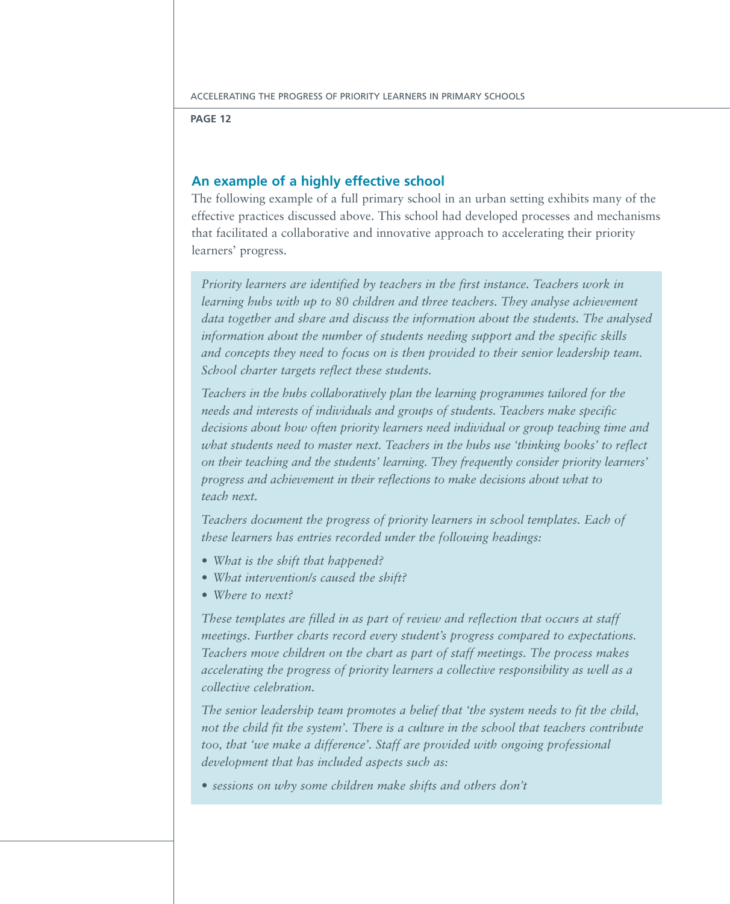## An example of a highly effective school

The following example of a full primary school in an urban setting exhibits many of the effective practices discussed above. This school had developed processes and mechanisms that facilitated a collaborative and innovative approach to accelerating their priority learners' progress.

*Priority learners are identified by teachers in the first instance. Teachers work in learning hubs with up to 80 children and three teachers. They analyse achievement data together and share and discuss the information about the students. The analysed information about the number of students needing support and the specific skills and concepts they need to focus on is then provided to their senior leadership team. School charter targets reflect these students.*

*Teachers in the hubs collaboratively plan the learning programmes tailored for the needs and interests of individuals and groups of students. Teachers make specific decisions about how often priority learners need individual or group teaching time and what students need to master next. Teachers in the hubs use 'thinking books' to reflect on their teaching and the students' learning. They frequently consider priority learners' progress and achievement in their reflections to make decisions about what to teach next.*

*Teachers document the progress of priority learners in school templates. Each of these learners has entries recorded under the following headings:*

- *What is the shift that happened?*
- *What intervention/s caused the shift?*
- *Where to next?*

*These templates are filled in as part of review and reflection that occurs at staff meetings. Further charts record every student's progress compared to expectations. Teachers move children on the chart as part of staff meetings. The process makes accelerating the progress of priority learners a collective responsibility as well as a collective celebration.*

*The senior leadership team promotes a belief that 'the system needs to fit the child, not the child fit the system'. There is a culture in the school that teachers contribute too, that 'we make a difference'. Staff are provided with ongoing professional development that has included aspects such as:*

- *sessions on why some children make shifts and others don't*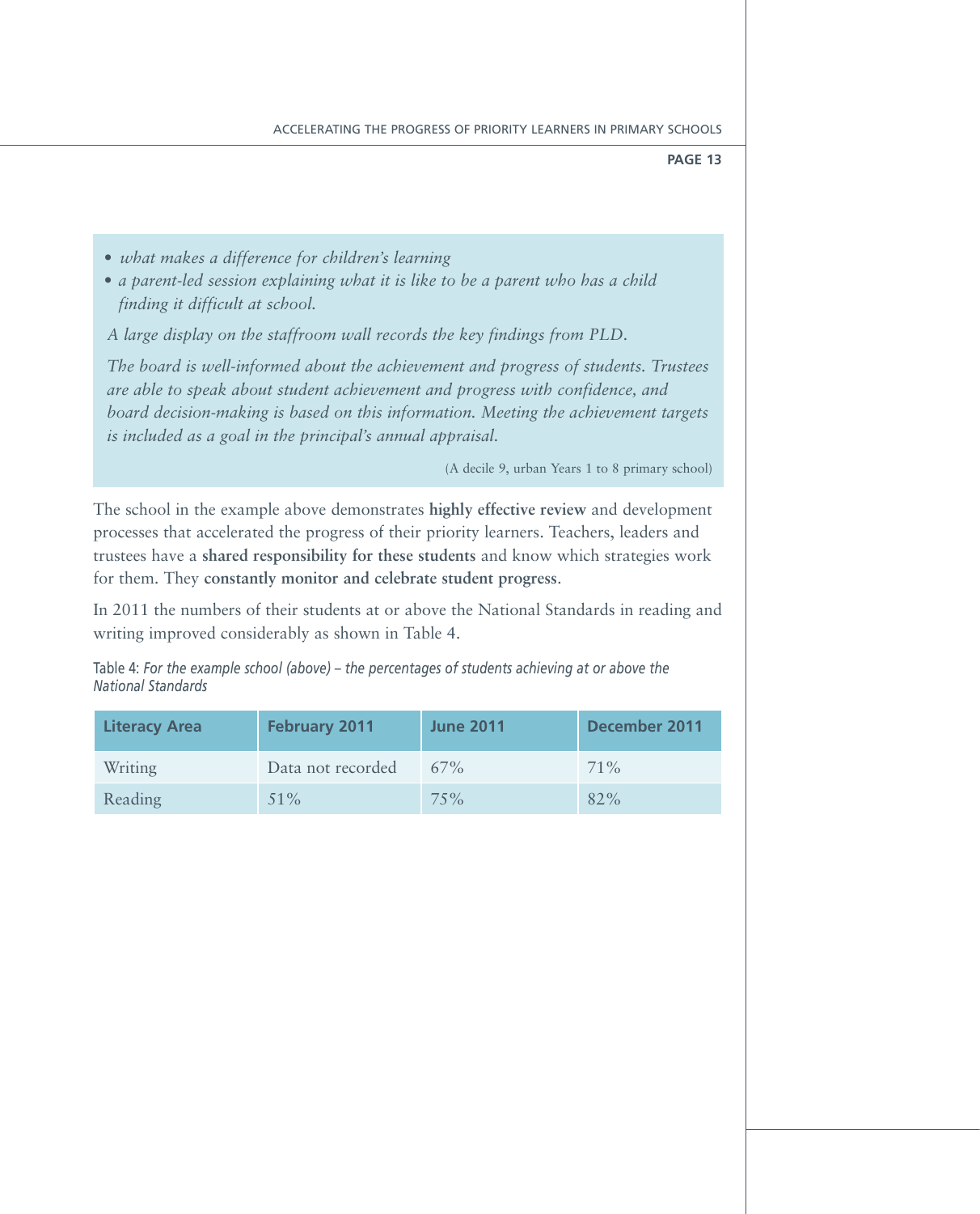- *what makes a difference for children's learning*
- *a parent-led session explaining what it is like to be a parent who has a child finding it difficult at school.*

*A large display on the staffroom wall records the key findings from PLD.*

*The board is well-informed about the achievement and progress of students. Trustees are able to speak about student achievement and progress with confidence, and board decision-making is based on this information. Meeting the achievement targets is included as a goal in the principal's annual appraisal.*

(A decile 9, urban Years 1 to 8 primary school)

The school in the example above demonstrates **highly effective review** and development processes that accelerated the progress of their priority learners. Teachers, leaders and trustees have a **shared responsibility for these students** and know which strategies work for them. They **constantly monitor and celebrate student progress**.

In 2011 the numbers of their students at or above the National Standards in reading and writing improved considerably as shown in Table 4.

Table 4: *For the example school (above) – the percentages of students achieving at or above the National Standards*

| Literacy Area | February 2011 | June 2011 | December 2011 |
|---|---|---|---|
| Writing | Data not recorded | 67% | 71% |
| Reading | 51% | 75% | 82% |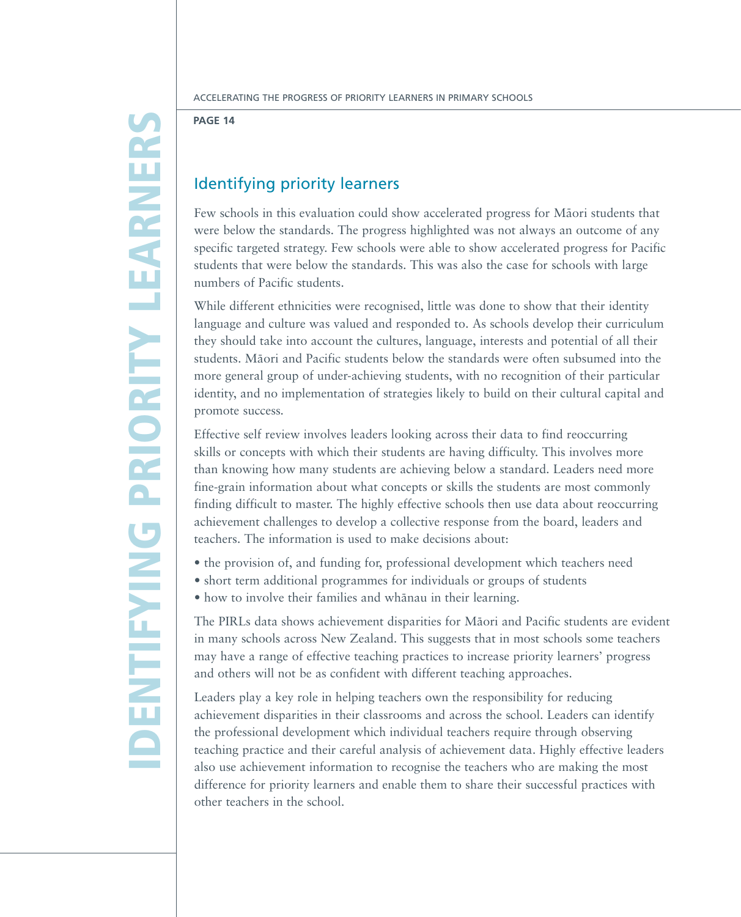## Identifying priority learners

Few schools in this evaluation could show accelerated progress for Māori students that were below the standards. The progress highlighted was not always an outcome of any specific targeted strategy. Few schools were able to show accelerated progress for Pacific students that were below the standards. This was also the case for schools with large numbers of Pacific students.

While different ethnicities were recognised, little was done to show that their identity language and culture was valued and responded to. As schools develop their curriculum they should take into account the cultures, language, interests and potential of all their students. Māori and Pacific students below the standards were often subsumed into the more general group of under-achieving students, with no recognition of their particular identity, and no implementation of strategies likely to build on their cultural capital and promote success.

Effective self review involves leaders looking across their data to find reoccurring skills or concepts with which their students are having difficulty. This involves more than knowing how many students are achieving below a standard. Leaders need more fine-grain information about what concepts or skills the students are most commonly finding difficult to master. The highly effective schools then use data about reoccurring achievement challenges to develop a collective response from the board, leaders and teachers. The information is used to make decisions about:

- the provision of, and funding for, professional development which teachers need
- short term additional programmes for individuals or groups of students
- how to involve their families and whānau in their learning.

The PIRLs data shows achievement disparities for Māori and Pacific students are evident in many schools across New Zealand. This suggests that in most schools some teachers may have a range of effective teaching practices to increase priority learners' progress and others will not be as confident with different teaching approaches.

Leaders play a key role in helping teachers own the responsibility for reducing achievement disparities in their classrooms and across the school. Leaders can identify the professional development which individual teachers require through observing teaching practice and their careful analysis of achievement data. Highly effective leaders also use achievement information to recognise the teachers who are making the most difference for priority learners and enable them to share their successful practices with other teachers in the school.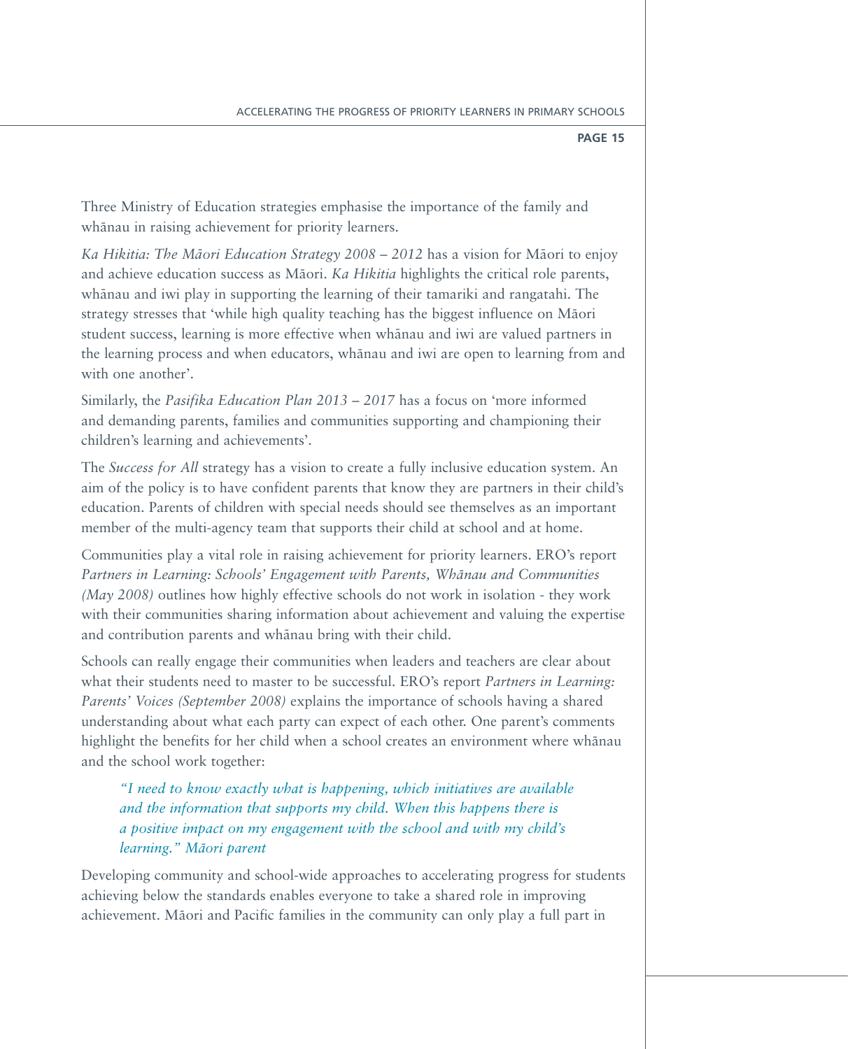Three Ministry of Education strategies emphasise the importance of the family and whānau in raising achievement for priority learners.

*Ka Hikitia: The Māori Education Strategy 2008 – 2012* has a vision for Māori to enjoy and achieve education success as Māori. *Ka Hikitia* highlights the critical role parents, whānau and iwi play in supporting the learning of their tamariki and rangatahi. The strategy stresses that 'while high quality teaching has the biggest influence on Māori student success, learning is more effective when whānau and iwi are valued partners in the learning process and when educators, whānau and iwi are open to learning from and with one another'.

Similarly, the *Pasifika Education Plan 2013 – 2017* has a focus on 'more informed and demanding parents, families and communities supporting and championing their children's learning and achievements'.

The *Success for All* strategy has a vision to create a fully inclusive education system. An aim of the policy is to have confident parents that know they are partners in their child's education. Parents of children with special needs should see themselves as an important member of the multi-agency team that supports their child at school and at home.

Communities play a vital role in raising achievement for priority learners. ERO's report *Partners in Learning: Schools' Engagement with Parents, Whānau and Communities (May 2008)* outlines how highly effective schools do not work in isolation - they work with their communities sharing information about achievement and valuing the expertise and contribution parents and whānau bring with their child.

Schools can really engage their communities when leaders and teachers are clear about what their students need to master to be successful. ERO's report *Partners in Learning: Parents' Voices (September 2008)* explains the importance of schools having a shared understanding about what each party can expect of each other. One parent's comments highlight the benefits for her child when a school creates an environment where whānau and the school work together:

> *"I need to know exactly what is happening, which initiatives are available and the information that supports my child. When this happens there is a positive impact on my engagement with the school and with my child's learning." Māori parent*

Developing community and school-wide approaches to accelerating progress for students achieving below the standards enables everyone to take a shared role in improving achievement. Māori and Pacific families in the community can only play a full part in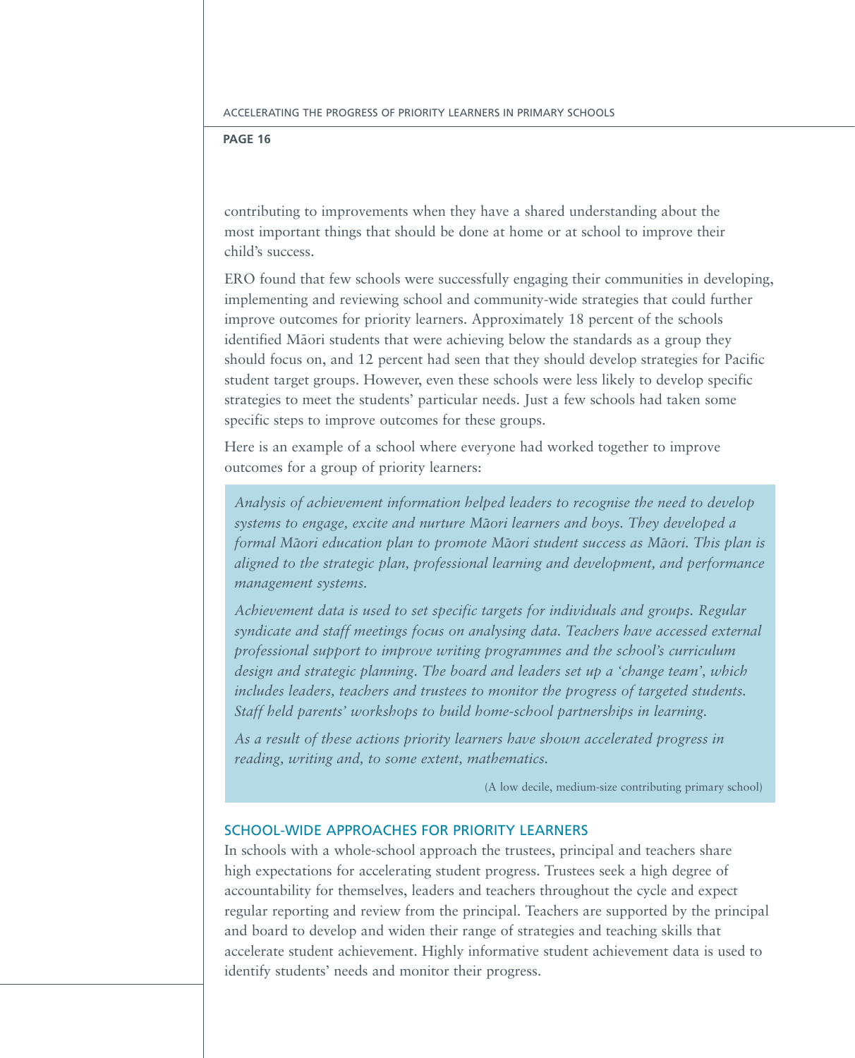contributing to improvements when they have a shared understanding about the most important things that should be done at home or at school to improve their child's success.

ERO found that few schools were successfully engaging their communities in developing, implementing and reviewing school and community-wide strategies that could further improve outcomes for priority learners. Approximately 18 percent of the schools identified Māori students that were achieving below the standards as a group they should focus on, and 12 percent had seen that they should develop strategies for Pacific student target groups. However, even these schools were less likely to develop specific strategies to meet the students' particular needs. Just a few schools had taken some specific steps to improve outcomes for these groups.

Here is an example of a school where everyone had worked together to improve outcomes for a group of priority learners:

> *Analysis of achievement information helped leaders to recognise the need to develop systems to engage, excite and nurture Māori learners and boys. They developed a formal Māori education plan to promote Māori student success as Māori. This plan is aligned to the strategic plan, professional learning and development, and performance management systems.*
>
> *Achievement data is used to set specific targets for individuals and groups. Regular syndicate and staff meetings focus on analysing data. Teachers have accessed external professional support to improve writing programmes and the school's curriculum design and strategic planning. The board and leaders set up a 'change team', which includes leaders, teachers and trustees to monitor the progress of targeted students. Staff held parents' workshops to build home-school partnerships in learning.*
>
> *As a result of these actions priority learners have shown accelerated progress in reading, writing and, to some extent, mathematics.*
>
> (A low decile, medium-size contributing primary school)

## SCHOOL-WIDE APPROACHES FOR PRIORITY LEARNERS

In schools with a whole-school approach the trustees, principal and teachers share high expectations for accelerating student progress. Trustees seek a high degree of accountability for themselves, leaders and teachers throughout the cycle and expect regular reporting and review from the principal. Teachers are supported by the principal and board to develop and widen their range of strategies and teaching skills that accelerate student achievement. Highly informative student achievement data is used to identify students' needs and monitor their progress.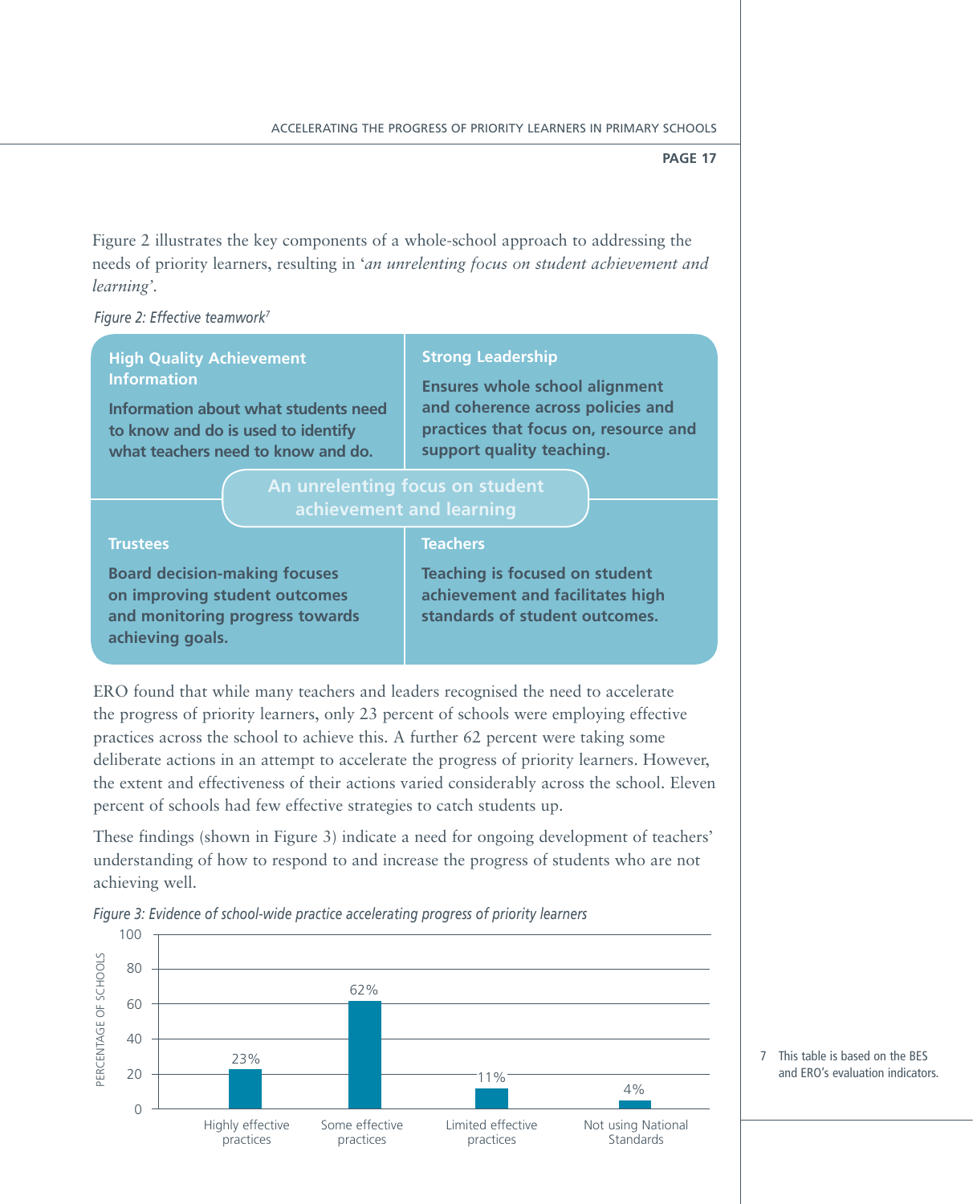Figure 2 illustrates the key components of a whole-school approach to addressing the needs of priority learners, resulting in '*an unrelenting focus on student achievement and learning*'.

*Figure 2: Effective teamwork*[7]

| **High Quality Achievement Information** | **Strong Leadership** |
|---|---|
| **Information about what students need to know and do is used to identify what teachers need to know and do.** | **Ensures whole school alignment and coherence across policies and practices that focus on, resource and support quality teaching.** |
| **Trustees** | **Teachers** |
| **Board decision-making focuses on improving student outcomes and monitoring progress towards achieving goals.** | **Teaching is focused on student achievement and facilitates high standards of student outcomes.** |

**An unrelenting focus on student achievement and learning**

ERO found that while many teachers and leaders recognised the need to accelerate the progress of priority learners, only 23 percent of schools were employing effective practices across the school to achieve this. A further 62 percent were taking some deliberate actions in an attempt to accelerate the progress of priority learners. However, the extent and effectiveness of their actions varied considerably across the school. Eleven percent of schools had few effective strategies to catch students up.

These findings (shown in Figure 3) indicate a need for ongoing development of teachers' understanding of how to respond to and increase the progress of students who are not achieving well.

*Figure 3: Evidence of school-wide practice accelerating progress of priority learners*

| Category | Percentage of schools |
|---|---|
| Highly effective practices | 23% |
| Some effective practices | 62% |
| Limited effective practices | 11% |
| Not using National Standards | 4% |

7 This table is based on the BES and ERO's evaluation indicators.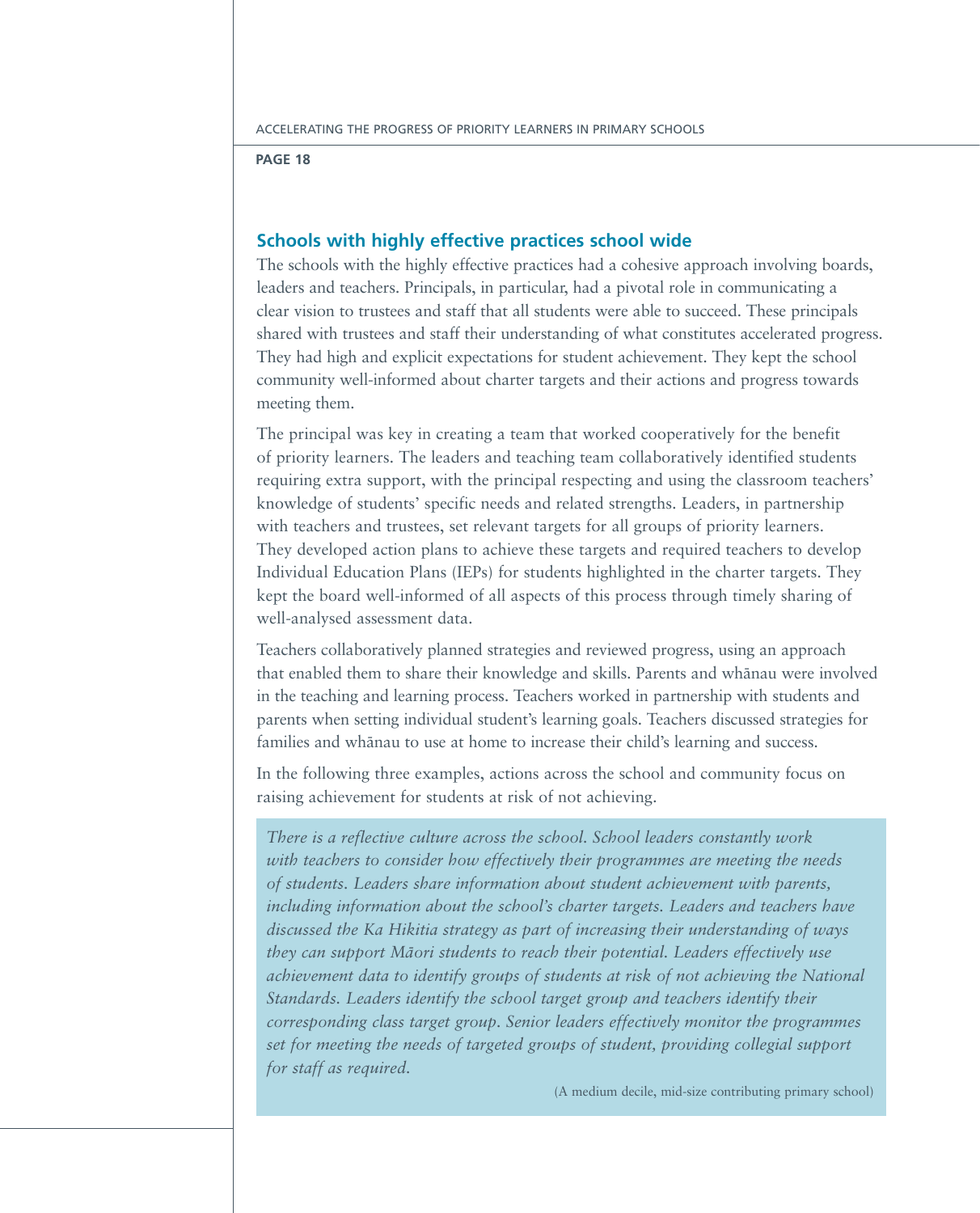## Schools with highly effective practices school wide

The schools with the highly effective practices had a cohesive approach involving boards, leaders and teachers. Principals, in particular, had a pivotal role in communicating a clear vision to trustees and staff that all students were able to succeed. These principals shared with trustees and staff their understanding of what constitutes accelerated progress. They had high and explicit expectations for student achievement. They kept the school community well-informed about charter targets and their actions and progress towards meeting them.

The principal was key in creating a team that worked cooperatively for the benefit of priority learners. The leaders and teaching team collaboratively identified students requiring extra support, with the principal respecting and using the classroom teachers' knowledge of students' specific needs and related strengths. Leaders, in partnership with teachers and trustees, set relevant targets for all groups of priority learners. They developed action plans to achieve these targets and required teachers to develop Individual Education Plans (IEPs) for students highlighted in the charter targets. They kept the board well-informed of all aspects of this process through timely sharing of well-analysed assessment data.

Teachers collaboratively planned strategies and reviewed progress, using an approach that enabled them to share their knowledge and skills. Parents and whānau were involved in the teaching and learning process. Teachers worked in partnership with students and parents when setting individual student's learning goals. Teachers discussed strategies for families and whānau to use at home to increase their child's learning and success.

In the following three examples, actions across the school and community focus on raising achievement for students at risk of not achieving.

> *There is a reflective culture across the school. School leaders constantly work with teachers to consider how effectively their programmes are meeting the needs of students. Leaders share information about student achievement with parents, including information about the school's charter targets. Leaders and teachers have discussed the Ka Hikitia strategy as part of increasing their understanding of ways they can support Māori students to reach their potential. Leaders effectively use achievement data to identify groups of students at risk of not achieving the National Standards. Leaders identify the school target group and teachers identify their corresponding class target group. Senior leaders effectively monitor the programmes set for meeting the needs of targeted groups of student, providing collegial support for staff as required.*
>
> (A medium decile, mid-size contributing primary school)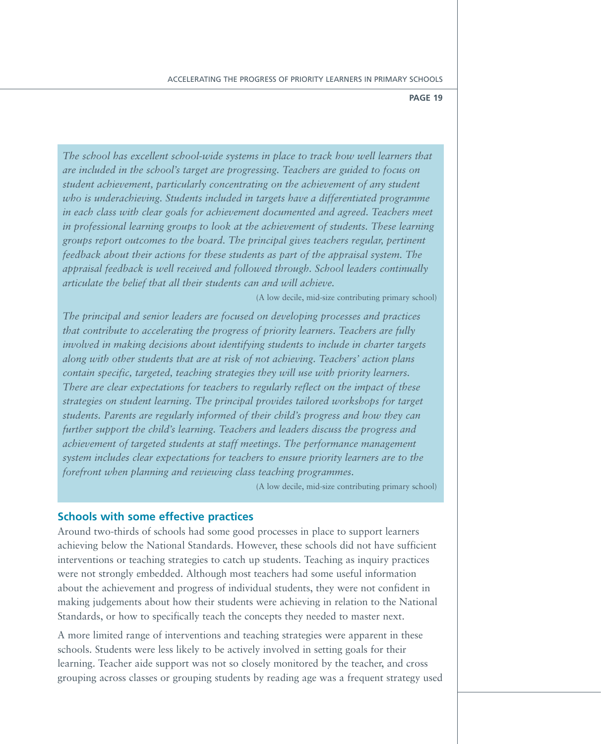*The school has excellent school-wide systems in place to track how well learners that are included in the school's target are progressing. Teachers are guided to focus on student achievement, particularly concentrating on the achievement of any student who is underachieving. Students included in targets have a differentiated programme in each class with clear goals for achievement documented and agreed. Teachers meet in professional learning groups to look at the achievement of students. These learning groups report outcomes to the board. The principal gives teachers regular, pertinent feedback about their actions for these students as part of the appraisal system. The appraisal feedback is well received and followed through. School leaders continually articulate the belief that all their students can and will achieve.*

(A low decile, mid-size contributing primary school)

*The principal and senior leaders are focused on developing processes and practices that contribute to accelerating the progress of priority learners. Teachers are fully involved in making decisions about identifying students to include in charter targets along with other students that are at risk of not achieving. Teachers' action plans contain specific, targeted, teaching strategies they will use with priority learners. There are clear expectations for teachers to regularly reflect on the impact of these strategies on student learning. The principal provides tailored workshops for target students. Parents are regularly informed of their child's progress and how they can further support the child's learning. Teachers and leaders discuss the progress and achievement of targeted students at staff meetings. The performance management system includes clear expectations for teachers to ensure priority learners are to the forefront when planning and reviewing class teaching programmes.*

(A low decile, mid-size contributing primary school)

### Schools with some effective practices

Around two-thirds of schools had some good processes in place to support learners achieving below the National Standards. However, these schools did not have sufficient interventions or teaching strategies to catch up students. Teaching as inquiry practices were not strongly embedded. Although most teachers had some useful information about the achievement and progress of individual students, they were not confident in making judgements about how their students were achieving in relation to the National Standards, or how to specifically teach the concepts they needed to master next.

A more limited range of interventions and teaching strategies were apparent in these schools. Students were less likely to be actively involved in setting goals for their learning. Teacher aide support was not so closely monitored by the teacher, and cross grouping across classes or grouping students by reading age was a frequent strategy used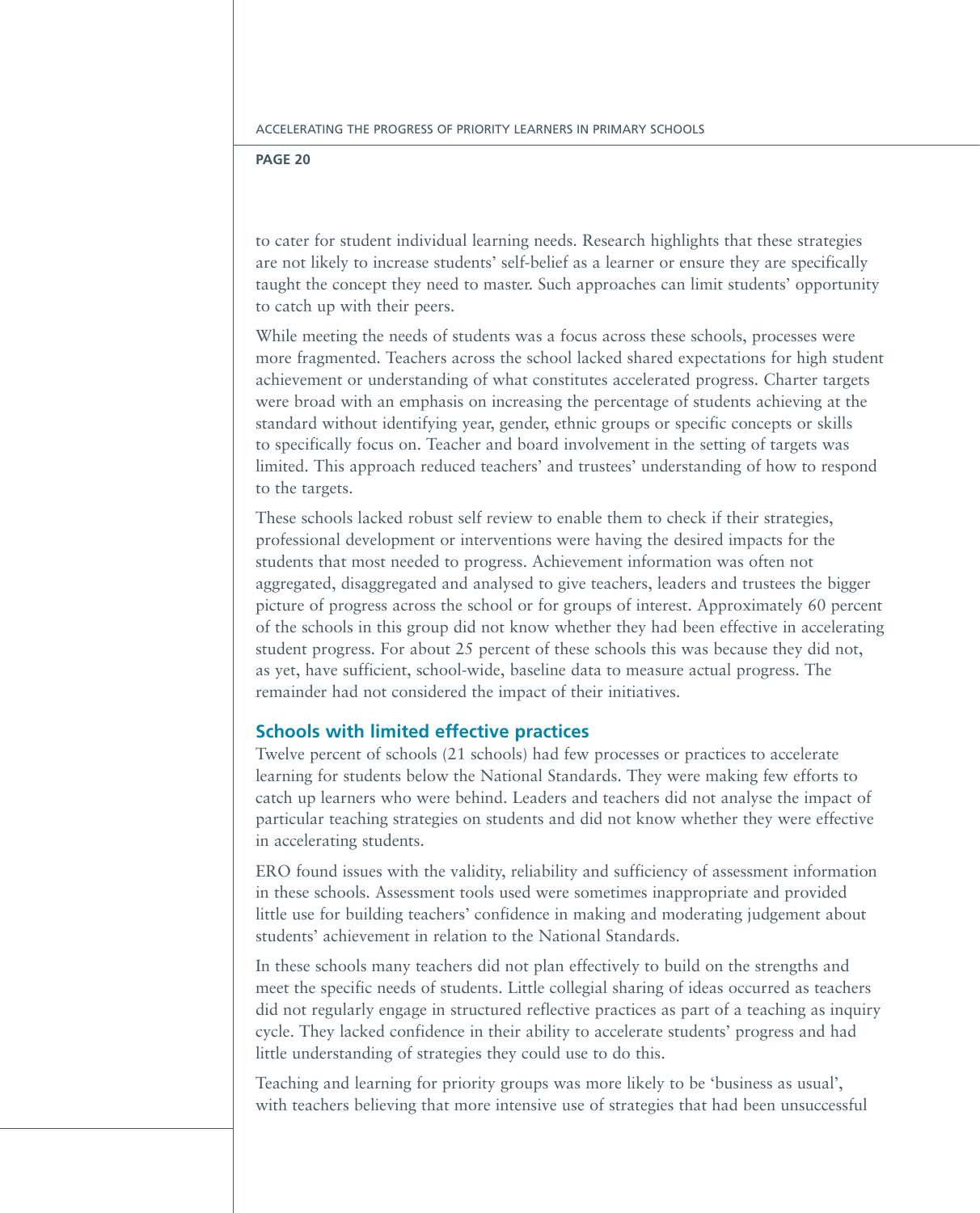to cater for student individual learning needs. Research highlights that these strategies are not likely to increase students' self-belief as a learner or ensure they are specifically taught the concept they need to master. Such approaches can limit students' opportunity to catch up with their peers.

While meeting the needs of students was a focus across these schools, processes were more fragmented. Teachers across the school lacked shared expectations for high student achievement or understanding of what constitutes accelerated progress. Charter targets were broad with an emphasis on increasing the percentage of students achieving at the standard without identifying year, gender, ethnic groups or specific concepts or skills to specifically focus on. Teacher and board involvement in the setting of targets was limited. This approach reduced teachers' and trustees' understanding of how to respond to the targets.

These schools lacked robust self review to enable them to check if their strategies, professional development or interventions were having the desired impacts for the students that most needed to progress. Achievement information was often not aggregated, disaggregated and analysed to give teachers, leaders and trustees the bigger picture of progress across the school or for groups of interest. Approximately 60 percent of the schools in this group did not know whether they had been effective in accelerating student progress. For about 25 percent of these schools this was because they did not, as yet, have sufficient, school-wide, baseline data to measure actual progress. The remainder had not considered the impact of their initiatives.

### Schools with limited effective practices

Twelve percent of schools (21 schools) had few processes or practices to accelerate learning for students below the National Standards. They were making few efforts to catch up learners who were behind. Leaders and teachers did not analyse the impact of particular teaching strategies on students and did not know whether they were effective in accelerating students.

ERO found issues with the validity, reliability and sufficiency of assessment information in these schools. Assessment tools used were sometimes inappropriate and provided little use for building teachers' confidence in making and moderating judgement about students' achievement in relation to the National Standards.

In these schools many teachers did not plan effectively to build on the strengths and meet the specific needs of students. Little collegial sharing of ideas occurred as teachers did not regularly engage in structured reflective practices as part of a teaching as inquiry cycle. They lacked confidence in their ability to accelerate students' progress and had little understanding of strategies they could use to do this.

Teaching and learning for priority groups was more likely to be 'business as usual', with teachers believing that more intensive use of strategies that had been unsuccessful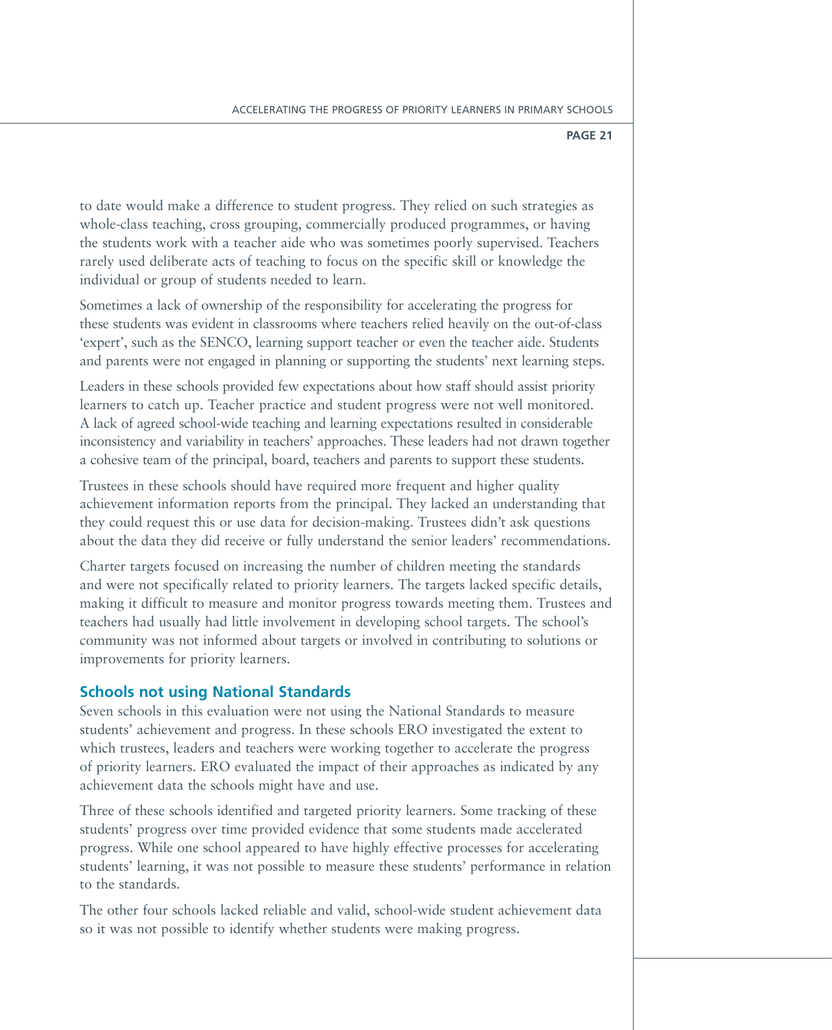to date would make a difference to student progress. They relied on such strategies as whole-class teaching, cross grouping, commercially produced programmes, or having the students work with a teacher aide who was sometimes poorly supervised. Teachers rarely used deliberate acts of teaching to focus on the specific skill or knowledge the individual or group of students needed to learn.

Sometimes a lack of ownership of the responsibility for accelerating the progress for these students was evident in classrooms where teachers relied heavily on the out-of-class 'expert', such as the SENCO, learning support teacher or even the teacher aide. Students and parents were not engaged in planning or supporting the students' next learning steps.

Leaders in these schools provided few expectations about how staff should assist priority learners to catch up. Teacher practice and student progress were not well monitored. A lack of agreed school-wide teaching and learning expectations resulted in considerable inconsistency and variability in teachers' approaches. These leaders had not drawn together a cohesive team of the principal, board, teachers and parents to support these students.

Trustees in these schools should have required more frequent and higher quality achievement information reports from the principal. They lacked an understanding that they could request this or use data for decision-making. Trustees didn't ask questions about the data they did receive or fully understand the senior leaders' recommendations.

Charter targets focused on increasing the number of children meeting the standards and were not specifically related to priority learners. The targets lacked specific details, making it difficult to measure and monitor progress towards meeting them. Trustees and teachers had usually had little involvement in developing school targets. The school's community was not informed about targets or involved in contributing to solutions or improvements for priority learners.

### Schools not using National Standards

Seven schools in this evaluation were not using the National Standards to measure students' achievement and progress. In these schools ERO investigated the extent to which trustees, leaders and teachers were working together to accelerate the progress of priority learners. ERO evaluated the impact of their approaches as indicated by any achievement data the schools might have and use.

Three of these schools identified and targeted priority learners. Some tracking of these students' progress over time provided evidence that some students made accelerated progress. While one school appeared to have highly effective processes for accelerating students' learning, it was not possible to measure these students' performance in relation to the standards.

The other four schools lacked reliable and valid, school-wide student achievement data so it was not possible to identify whether students were making progress.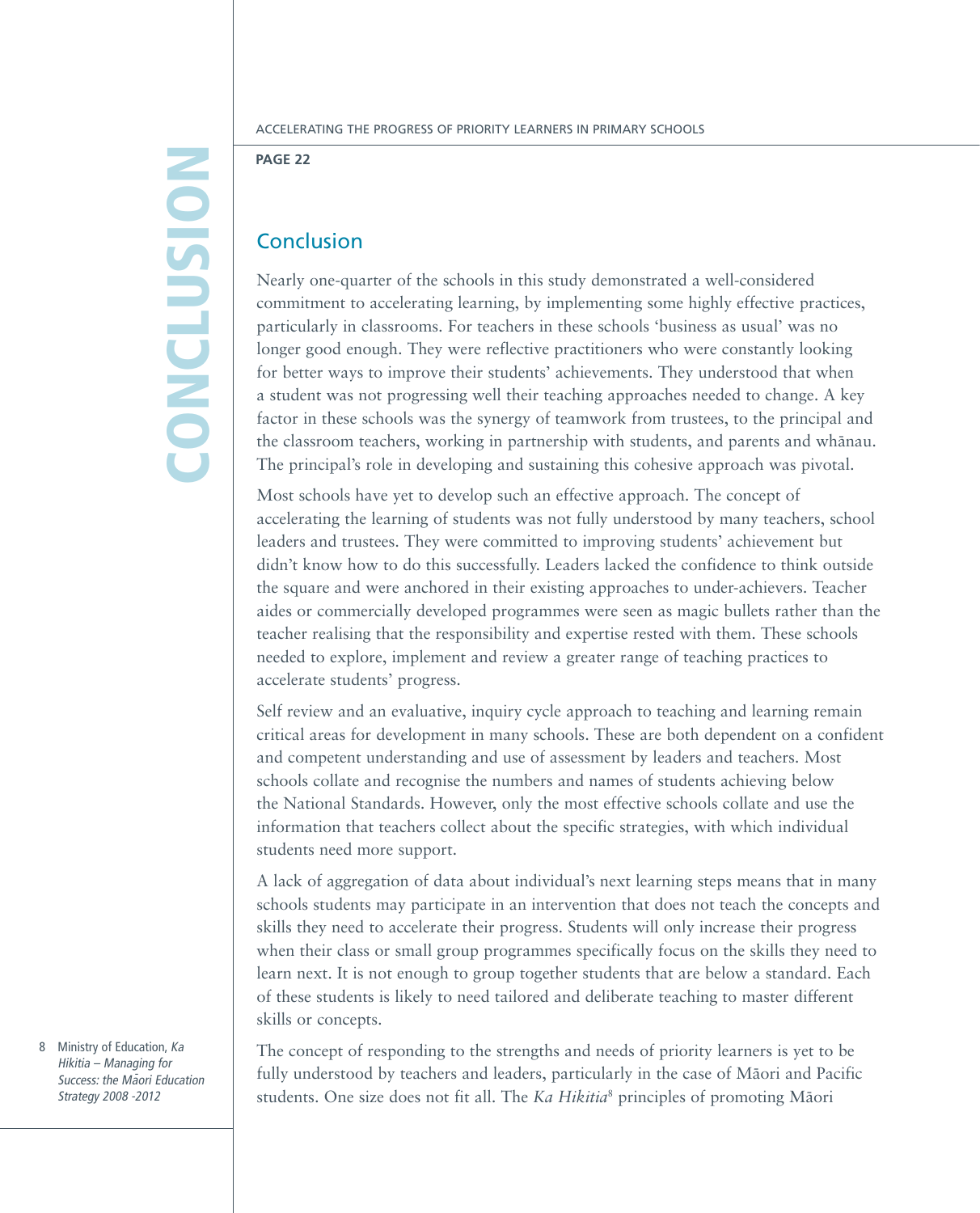## Conclusion

Nearly one-quarter of the schools in this study demonstrated a well-considered commitment to accelerating learning, by implementing some highly effective practices, particularly in classrooms. For teachers in these schools 'business as usual' was no longer good enough. They were reflective practitioners who were constantly looking for better ways to improve their students' achievements. They understood that when a student was not progressing well their teaching approaches needed to change. A key factor in these schools was the synergy of teamwork from trustees, to the principal and the classroom teachers, working in partnership with students, and parents and whānau. The principal's role in developing and sustaining this cohesive approach was pivotal.

Most schools have yet to develop such an effective approach. The concept of accelerating the learning of students was not fully understood by many teachers, school leaders and trustees. They were committed to improving students' achievement but didn't know how to do this successfully. Leaders lacked the confidence to think outside the square and were anchored in their existing approaches to under-achievers. Teacher aides or commercially developed programmes were seen as magic bullets rather than the teacher realising that the responsibility and expertise rested with them. These schools needed to explore, implement and review a greater range of teaching practices to accelerate students' progress.

Self review and an evaluative, inquiry cycle approach to teaching and learning remain critical areas for development in many schools. These are both dependent on a confident and competent understanding and use of assessment by leaders and teachers. Most schools collate and recognise the numbers and names of students achieving below the National Standards. However, only the most effective schools collate and use the information that teachers collect about the specific strategies, with which individual students need more support.

A lack of aggregation of data about individual's next learning steps means that in many schools students may participate in an intervention that does not teach the concepts and skills they need to accelerate their progress. Students will only increase their progress when their class or small group programmes specifically focus on the skills they need to learn next. It is not enough to group together students that are below a standard. Each of these students is likely to need tailored and deliberate teaching to master different skills or concepts.

The concept of responding to the strengths and needs of priority learners is yet to be fully understood by teachers and leaders, particularly in the case of Māori and Pacific students. One size does not fit all. The *Ka Hikitia*[8] principles of promoting Māori

8 Ministry of Education, *Ka Hikitia – Managing for Success: the Māori Education Strategy 2008 -2012*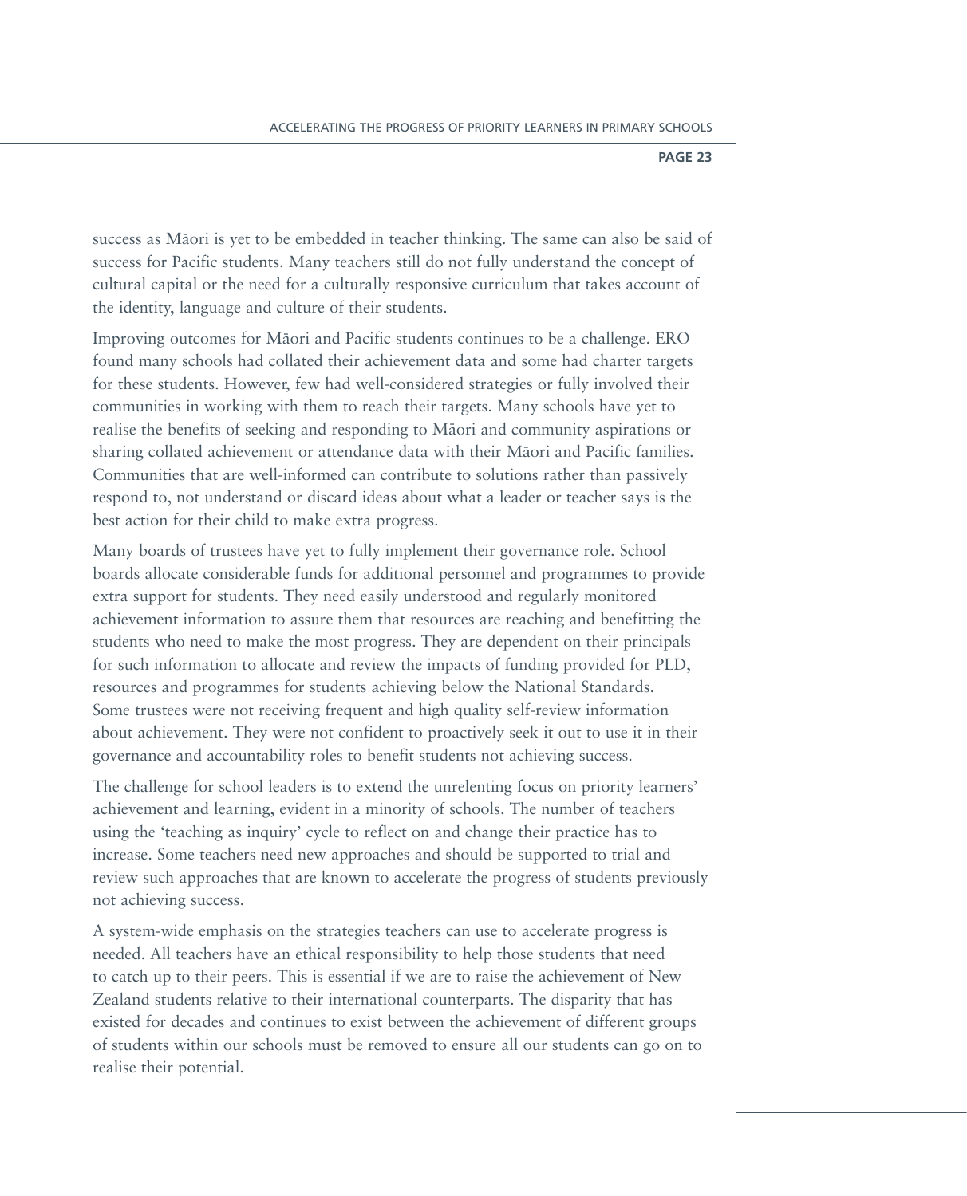success as Māori is yet to be embedded in teacher thinking. The same can also be said of success for Pacific students. Many teachers still do not fully understand the concept of cultural capital or the need for a culturally responsive curriculum that takes account of the identity, language and culture of their students.

Improving outcomes for Māori and Pacific students continues to be a challenge. ERO found many schools had collated their achievement data and some had charter targets for these students. However, few had well-considered strategies or fully involved their communities in working with them to reach their targets. Many schools have yet to realise the benefits of seeking and responding to Māori and community aspirations or sharing collated achievement or attendance data with their Māori and Pacific families. Communities that are well-informed can contribute to solutions rather than passively respond to, not understand or discard ideas about what a leader or teacher says is the best action for their child to make extra progress.

Many boards of trustees have yet to fully implement their governance role. School boards allocate considerable funds for additional personnel and programmes to provide extra support for students. They need easily understood and regularly monitored achievement information to assure them that resources are reaching and benefitting the students who need to make the most progress. They are dependent on their principals for such information to allocate and review the impacts of funding provided for PLD, resources and programmes for students achieving below the National Standards. Some trustees were not receiving frequent and high quality self-review information about achievement. They were not confident to proactively seek it out to use it in their governance and accountability roles to benefit students not achieving success.

The challenge for school leaders is to extend the unrelenting focus on priority learners' achievement and learning, evident in a minority of schools. The number of teachers using the 'teaching as inquiry' cycle to reflect on and change their practice has to increase. Some teachers need new approaches and should be supported to trial and review such approaches that are known to accelerate the progress of students previously not achieving success.

A system-wide emphasis on the strategies teachers can use to accelerate progress is needed. All teachers have an ethical responsibility to help those students that need to catch up to their peers. This is essential if we are to raise the achievement of New Zealand students relative to their international counterparts. The disparity that has existed for decades and continues to exist between the achievement of different groups of students within our schools must be removed to ensure all our students can go on to realise their potential.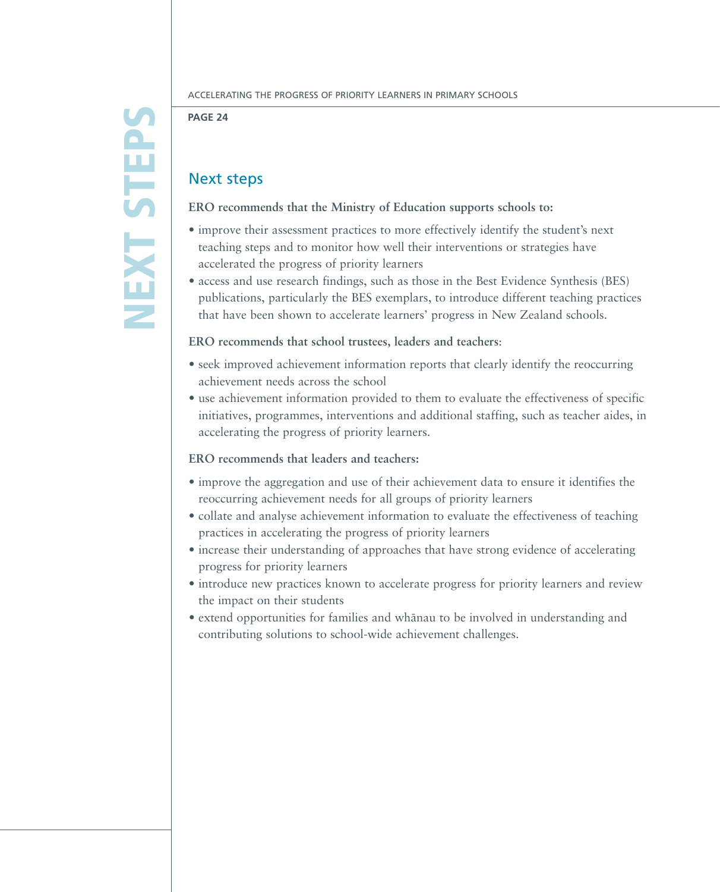## Next steps

**ERO recommends that the Ministry of Education supports schools to:**

- improve their assessment practices to more effectively identify the student's next teaching steps and to monitor how well their interventions or strategies have accelerated the progress of priority learners
- access and use research findings, such as those in the Best Evidence Synthesis (BES) publications, particularly the BES exemplars, to introduce different teaching practices that have been shown to accelerate learners' progress in New Zealand schools.

**ERO recommends that school trustees, leaders and teachers:**

- seek improved achievement information reports that clearly identify the reoccurring achievement needs across the school
- use achievement information provided to them to evaluate the effectiveness of specific initiatives, programmes, interventions and additional staffing, such as teacher aides, in accelerating the progress of priority learners.

**ERO recommends that leaders and teachers:**

- improve the aggregation and use of their achievement data to ensure it identifies the reoccurring achievement needs for all groups of priority learners
- collate and analyse achievement information to evaluate the effectiveness of teaching practices in accelerating the progress of priority learners
- increase their understanding of approaches that have strong evidence of accelerating progress for priority learners
- introduce new practices known to accelerate progress for priority learners and review the impact on their students
- extend opportunities for families and whānau to be involved in understanding and contributing solutions to school-wide achievement challenges.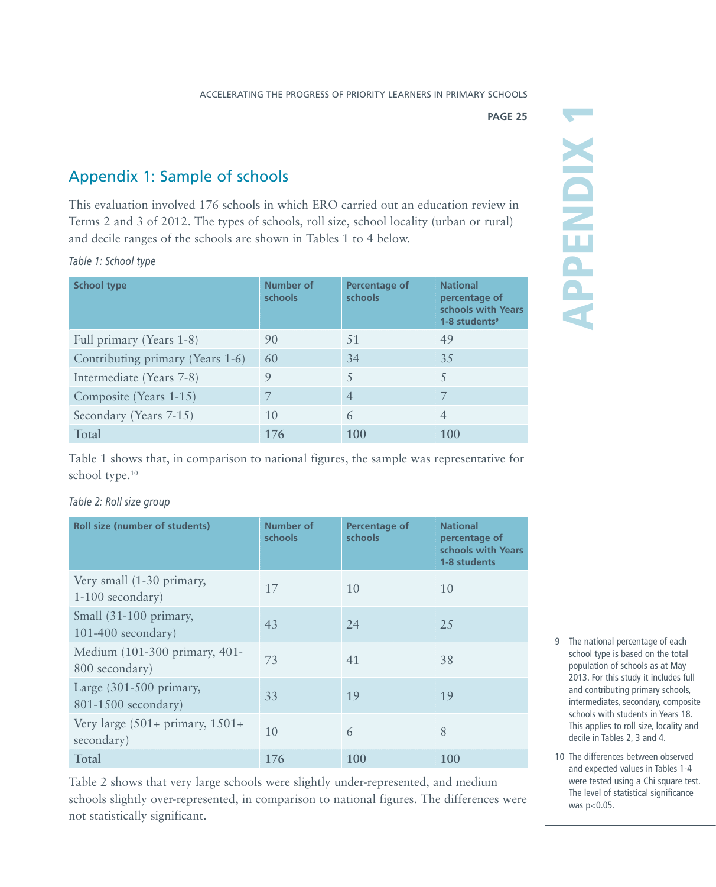## Appendix 1: Sample of schools

This evaluation involved 176 schools in which ERO carried out an education review in Terms 2 and 3 of 2012. The types of schools, roll size, school locality (urban or rural) and decile ranges of the schools are shown in Tables 1 to 4 below.

*Table 1: School type*

| School type | Number of schools | Percentage of schools | National percentage of schools with Years 1-8 students[9] |
|---|---|---|---|
| Full primary (Years 1-8) | 90 | 51 | 49 |
| Contributing primary (Years 1-6) | 60 | 34 | 35 |
| Intermediate (Years 7-8) | 9 | 5 | 5 |
| Composite (Years 1-15) | 7 | 4 | 7 |
| Secondary (Years 7-15) | 10 | 6 | 4 |
| **Total** | **176** | **100** | **100** |

Table 1 shows that, in comparison to national figures, the sample was representative for school type.[10]

*Table 2: Roll size group*

| Roll size (number of students) | Number of schools | Percentage of schools | National percentage of schools with Years 1-8 students |
|---|---|---|---|
| Very small (1-30 primary, 1-100 secondary) | 17 | 10 | 10 |
| Small (31-100 primary, 101-400 secondary) | 43 | 24 | 25 |
| Medium (101-300 primary, 401-800 secondary) | 73 | 41 | 38 |
| Large (301-500 primary, 801-1500 secondary) | 33 | 19 | 19 |
| Very large (501+ primary, 1501+ secondary) | 10 | 6 | 8 |
| **Total** | **176** | **100** | **100** |

Table 2 shows that very large schools were slightly under-represented, and medium schools slightly over-represented, in comparison to national figures. The differences were not statistically significant.

9 The national percentage of each school type is based on the total population of schools as at May 2013. For this study it includes full and contributing primary schools, intermediates, secondary, composite schools with students in Years 18. This applies to roll size, locality and decile in Tables 2, 3 and 4.

10 The differences between observed and expected values in Tables 1-4 were tested using a Chi square test. The level of statistical significance was $p<0.05$.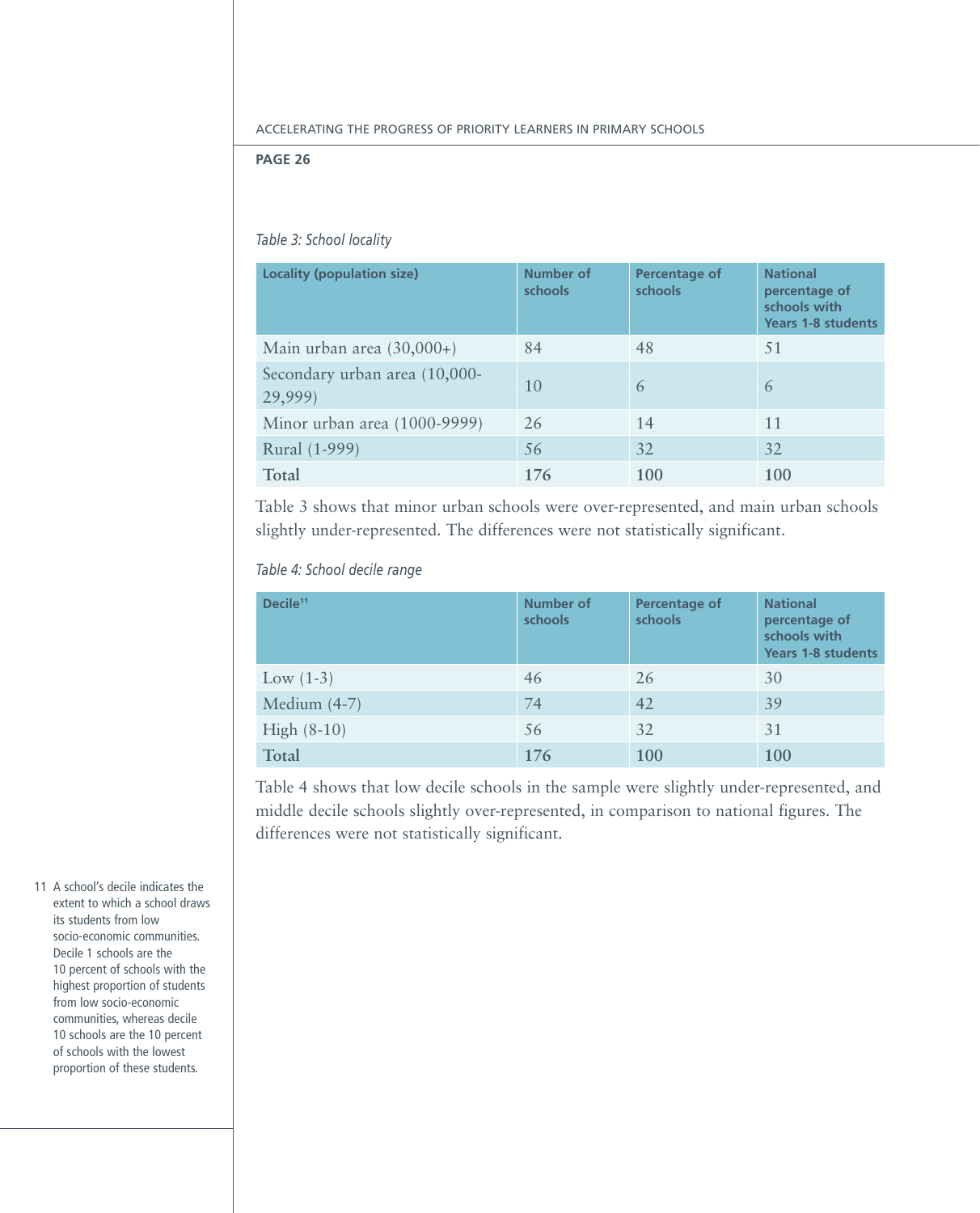*Table 3: School locality*

| Locality (population size) | Number of schools | Percentage of schools | National percentage of schools with Years 1-8 students |
|---|---|---|---|
| Main urban area (30,000+) | 84 | 48 | 51 |
| Secondary urban area (10,000-29,999) | 10 | 6 | 6 |
| Minor urban area (1000-9999) | 26 | 14 | 11 |
| Rural (1-999) | 56 | 32 | 32 |
| **Total** | **176** | **100** | **100** |

Table 3 shows that minor urban schools were over-represented, and main urban schools slightly under-represented. The differences were not statistically significant.

*Table 4: School decile range*

| Decile[11] | Number of schools | Percentage of schools | National percentage of schools with Years 1-8 students |
|---|---|---|---|
| Low (1-3) | 46 | 26 | 30 |
| Medium (4-7) | 74 | 42 | 39 |
| High (8-10) | 56 | 32 | 31 |
| **Total** | **176** | **100** | **100** |

Table 4 shows that low decile schools in the sample were slightly under-represented, and middle decile schools slightly over-represented, in comparison to national figures. The differences were not statistically significant.

11 A school's decile indicates the extent to which a school draws its students from low socio-economic communities. Decile 1 schools are the 10 percent of schools with the highest proportion of students from low socio-economic communities, whereas decile 10 schools are the 10 percent of schools with the lowest proportion of these students.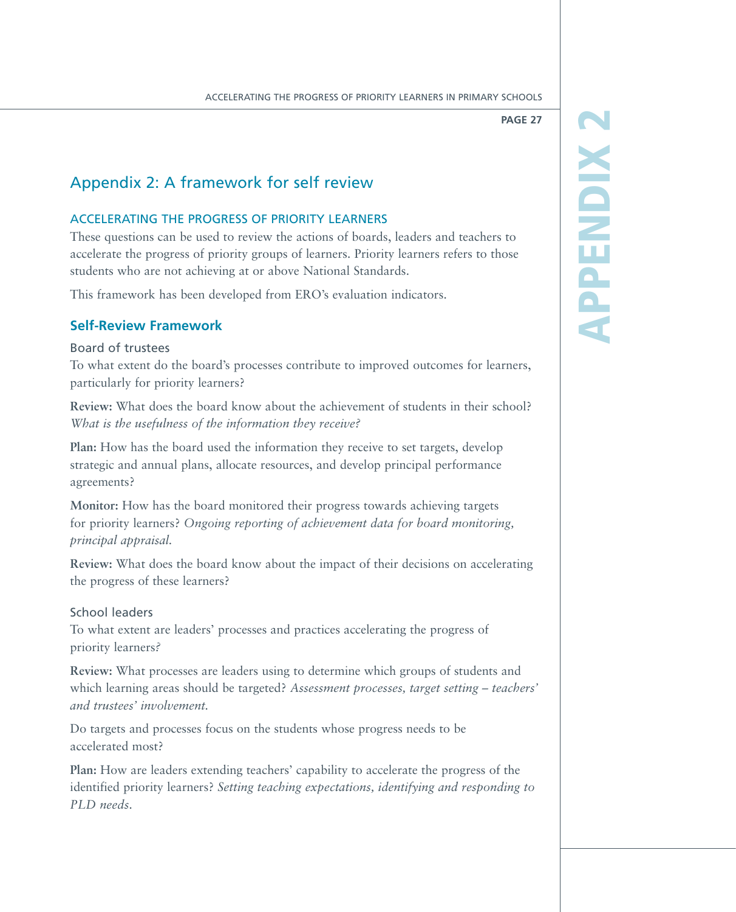# Appendix 2: A framework for self review

## ACCELERATING THE PROGRESS OF PRIORITY LEARNERS

These questions can be used to review the actions of boards, leaders and teachers to accelerate the progress of priority groups of learners. Priority learners refers to those students who are not achieving at or above National Standards.

This framework has been developed from ERO's evaluation indicators.

### Self-Review Framework

#### Board of trustees

To what extent do the board's processes contribute to improved outcomes for learners, particularly for priority learners?

**Review:** What does the board know about the achievement of students in their school? *What is the usefulness of the information they receive?*

**Plan:** How has the board used the information they receive to set targets, develop strategic and annual plans, allocate resources, and develop principal performance agreements?

**Monitor:** How has the board monitored their progress towards achieving targets for priority learners? *Ongoing reporting of achievement data for board monitoring, principal appraisal.*

**Review:** What does the board know about the impact of their decisions on accelerating the progress of these learners?

#### School leaders

To what extent are leaders' processes and practices accelerating the progress of priority learners?

**Review:** What processes are leaders using to determine which groups of students and which learning areas should be targeted? *Assessment processes, target setting – teachers' and trustees' involvement.*

Do targets and processes focus on the students whose progress needs to be accelerated most?

**Plan:** How are leaders extending teachers' capability to accelerate the progress of the identified priority learners? *Setting teaching expectations, identifying and responding to PLD needs.*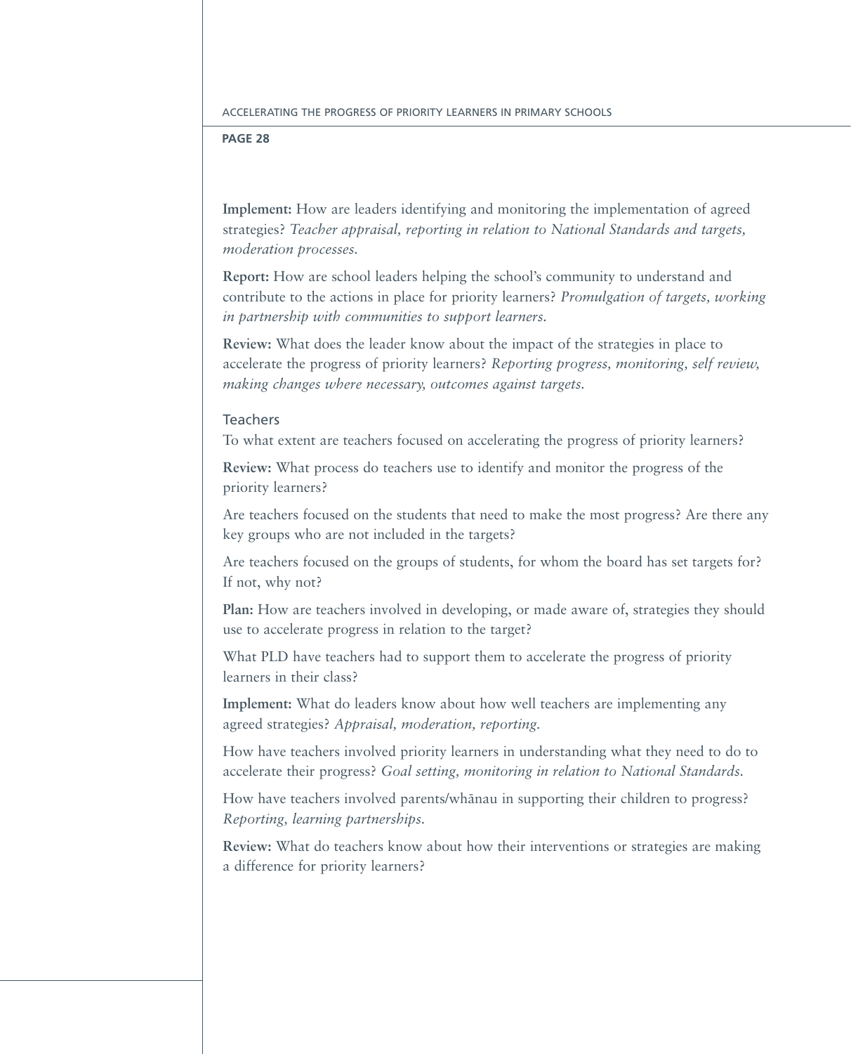**Implement:** How are leaders identifying and monitoring the implementation of agreed strategies? *Teacher appraisal, reporting in relation to National Standards and targets, moderation processes.*

**Report:** How are school leaders helping the school's community to understand and contribute to the actions in place for priority learners? *Promulgation of targets, working in partnership with communities to support learners.*

**Review:** What does the leader know about the impact of the strategies in place to accelerate the progress of priority learners? *Reporting progress, monitoring, self review, making changes where necessary, outcomes against targets.*

### Teachers

To what extent are teachers focused on accelerating the progress of priority learners?

**Review:** What process do teachers use to identify and monitor the progress of the priority learners?

Are teachers focused on the students that need to make the most progress? Are there any key groups who are not included in the targets?

Are teachers focused on the groups of students, for whom the board has set targets for? If not, why not?

**Plan:** How are teachers involved in developing, or made aware of, strategies they should use to accelerate progress in relation to the target?

What PLD have teachers had to support them to accelerate the progress of priority learners in their class?

**Implement:** What do leaders know about how well teachers are implementing any agreed strategies? *Appraisal, moderation, reporting.*

How have teachers involved priority learners in understanding what they need to do to accelerate their progress? *Goal setting, monitoring in relation to National Standards.*

How have teachers involved parents/whānau in supporting their children to progress? *Reporting, learning partnerships.*

**Review:** What do teachers know about how their interventions or strategies are making a difference for priority learners?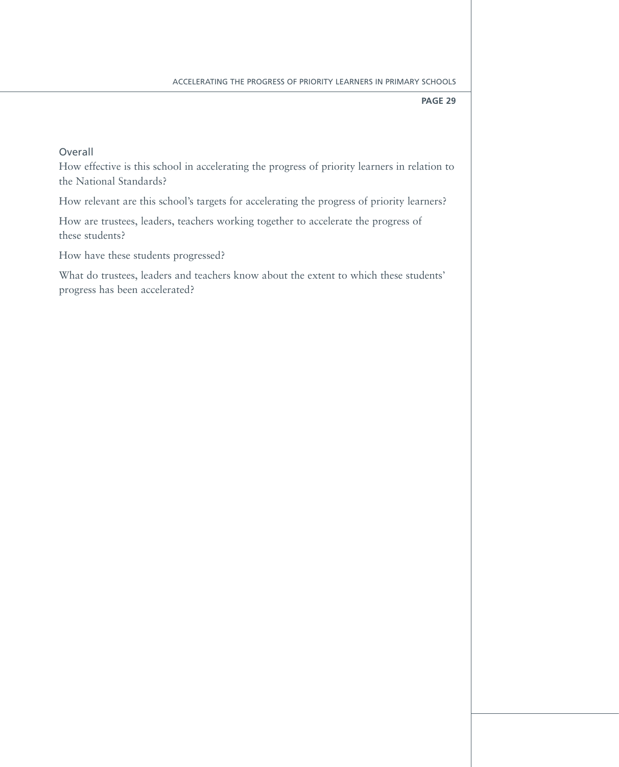### Overall

How effective is this school in accelerating the progress of priority learners in relation to the National Standards?

How relevant are this school's targets for accelerating the progress of priority learners?

How are trustees, leaders, teachers working together to accelerate the progress of these students?

How have these students progressed?

What do trustees, leaders and teachers know about the extent to which these students' progress has been accelerated?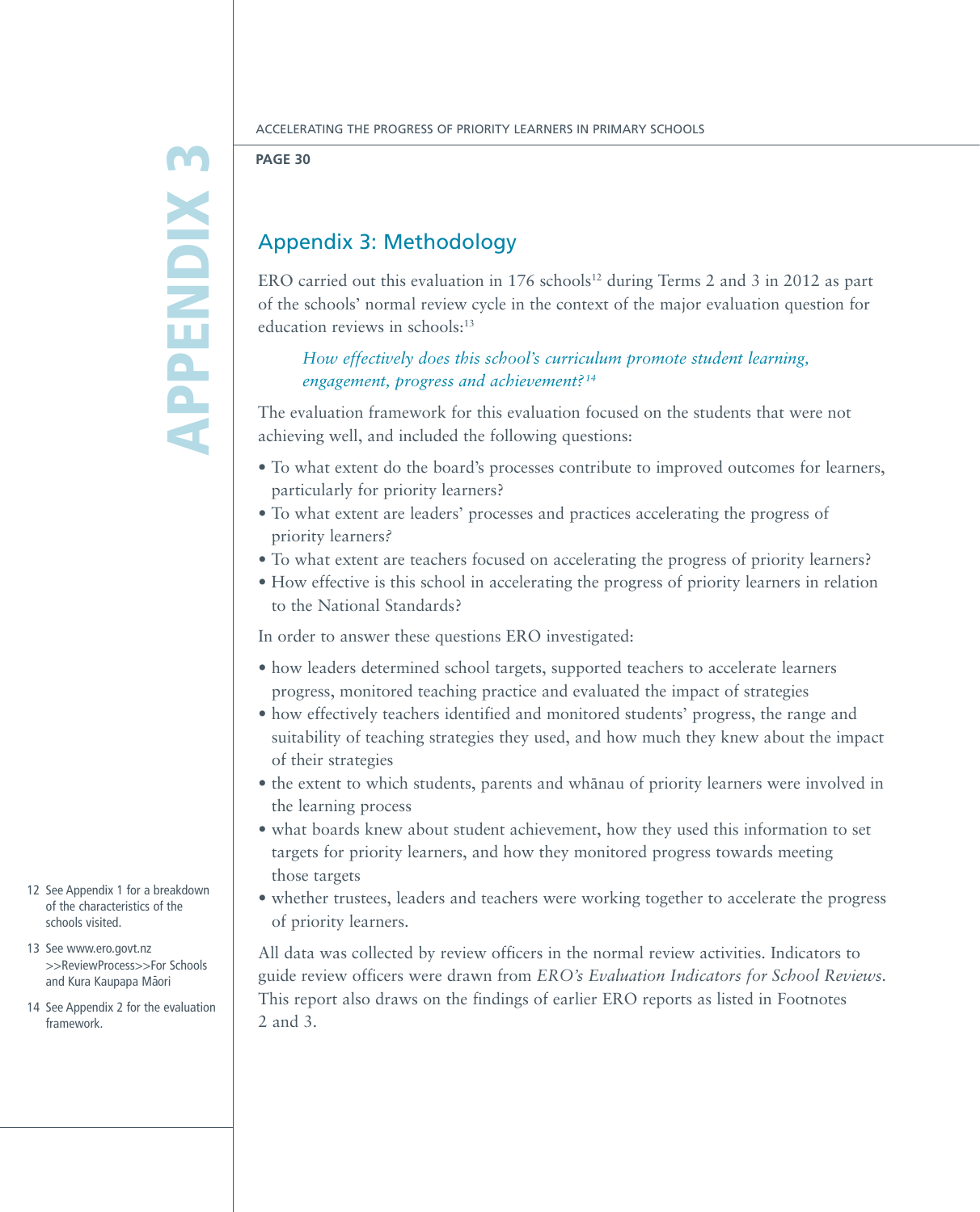# Appendix 3: Methodology

ERO carried out this evaluation in 176 schools[12] during Terms 2 and 3 in 2012 as part of the schools' normal review cycle in the context of the major evaluation question for education reviews in schools:[13]

> *How effectively does this school's curriculum promote student learning, engagement, progress and achievement?*[14]

The evaluation framework for this evaluation focused on the students that were not achieving well, and included the following questions:

- To what extent do the board's processes contribute to improved outcomes for learners, particularly for priority learners?
- To what extent are leaders' processes and practices accelerating the progress of priority learners?
- To what extent are teachers focused on accelerating the progress of priority learners?
- How effective is this school in accelerating the progress of priority learners in relation to the National Standards?

In order to answer these questions ERO investigated:

- how leaders determined school targets, supported teachers to accelerate learners progress, monitored teaching practice and evaluated the impact of strategies
- how effectively teachers identified and monitored students' progress, the range and suitability of teaching strategies they used, and how much they knew about the impact of their strategies
- the extent to which students, parents and whānau of priority learners were involved in the learning process
- what boards knew about student achievement, how they used this information to set targets for priority learners, and how they monitored progress towards meeting those targets
- whether trustees, leaders and teachers were working together to accelerate the progress of priority learners.

All data was collected by review officers in the normal review activities. Indicators to guide review officers were drawn from *ERO's Evaluation Indicators for School Reviews*. This report also draws on the findings of earlier ERO reports as listed in Footnotes 2 and 3.

12 See Appendix 1 for a breakdown of the characteristics of the schools visited.

13 See www.ero.govt.nz >>ReviewProcess>>For Schools and Kura Kaupapa Māori

14 See Appendix 2 for the evaluation framework.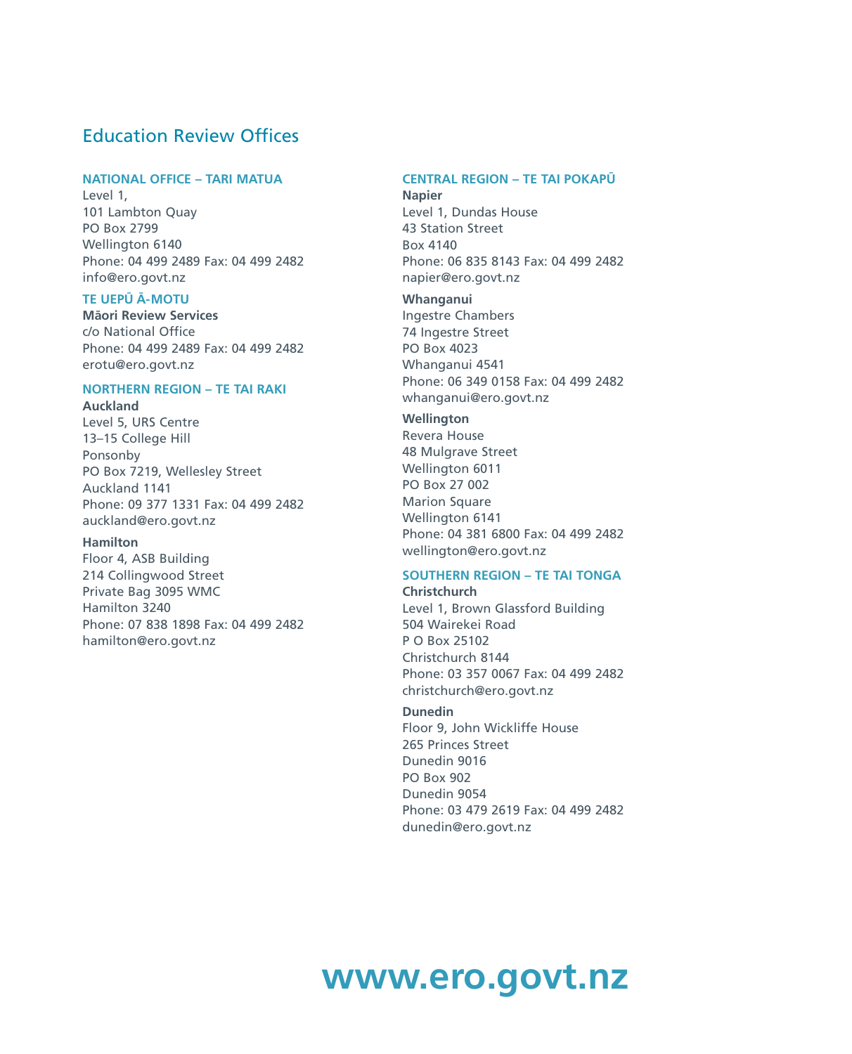# Education Review Offices

### NATIONAL OFFICE – TARI MATUA

Level 1,
101 Lambton Quay
PO Box 2799
Wellington 6140
Phone: 04 499 2489 Fax: 04 499 2482
info@ero.govt.nz

### TE UEPŪ Ā-MOTU

**Māori Review Services**
c/o National Office
Phone: 04 499 2489 Fax: 04 499 2482
erotu@ero.govt.nz

### NORTHERN REGION – TE TAI RAKI

**Auckland**
Level 5, URS Centre
13–15 College Hill
Ponsonby
PO Box 7219, Wellesley Street
Auckland 1141
Phone: 09 377 1331 Fax: 04 499 2482
auckland@ero.govt.nz

**Hamilton**
Floor 4, ASB Building
214 Collingwood Street
Private Bag 3095 WMC
Hamilton 3240
Phone: 07 838 1898 Fax: 04 499 2482
hamilton@ero.govt.nz

### CENTRAL REGION – TE TAI POKAPŪ

**Napier**
Level 1, Dundas House
43 Station Street
Box 4140
Phone: 06 835 8143 Fax: 04 499 2482
napier@ero.govt.nz

**Whanganui**
Ingestre Chambers
74 Ingestre Street
PO Box 4023
Whanganui 4541
Phone: 06 349 0158 Fax: 04 499 2482
whanganui@ero.govt.nz

**Wellington**
Revera House
48 Mulgrave Street
Wellington 6011
PO Box 27 002
Marion Square
Wellington 6141
Phone: 04 381 6800 Fax: 04 499 2482
wellington@ero.govt.nz

### SOUTHERN REGION – TE TAI TONGA

**Christchurch**
Level 1, Brown Glassford Building
504 Wairekei Road
P O Box 25102
Christchurch 8144
Phone: 03 357 0067 Fax: 04 499 2482
christchurch@ero.govt.nz

**Dunedin**
Floor 9, John Wickliffe House
265 Princes Street
Dunedin 9016
PO Box 902
Dunedin 9054
Phone: 03 479 2619 Fax: 04 499 2482
dunedin@ero.govt.nz

## www.ero.govt.nz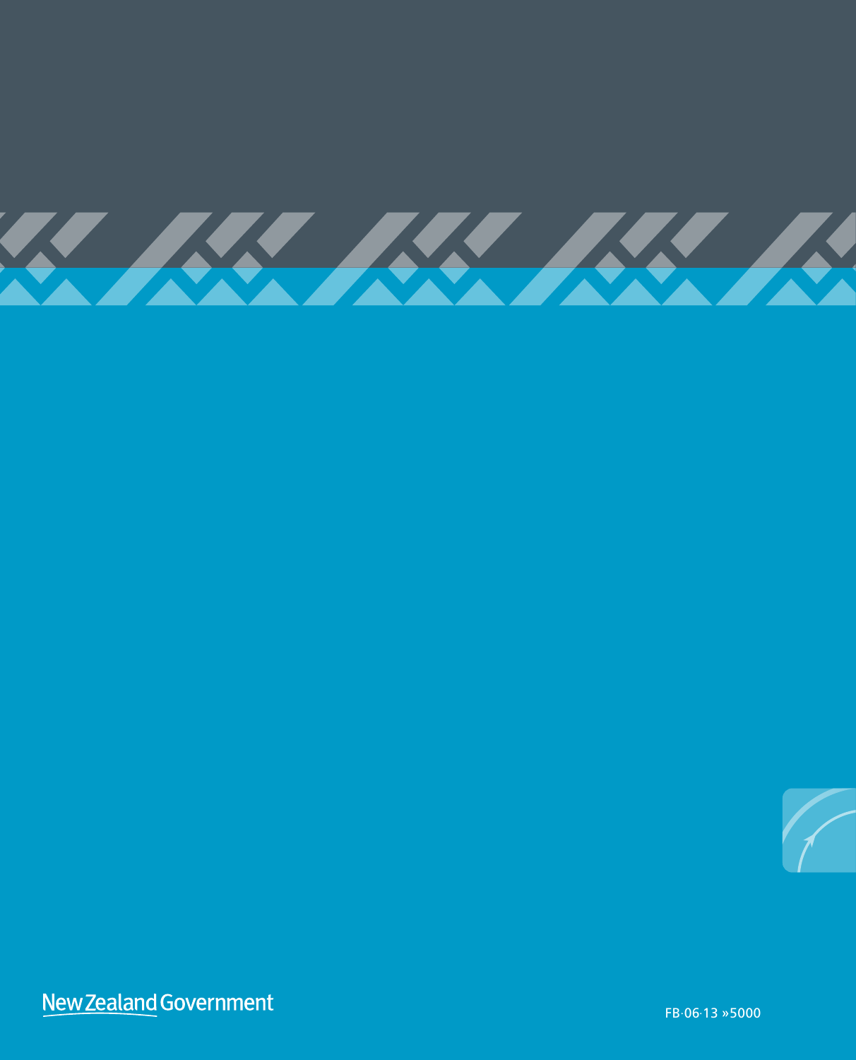New Zealand Government

FB·06·13 »5000